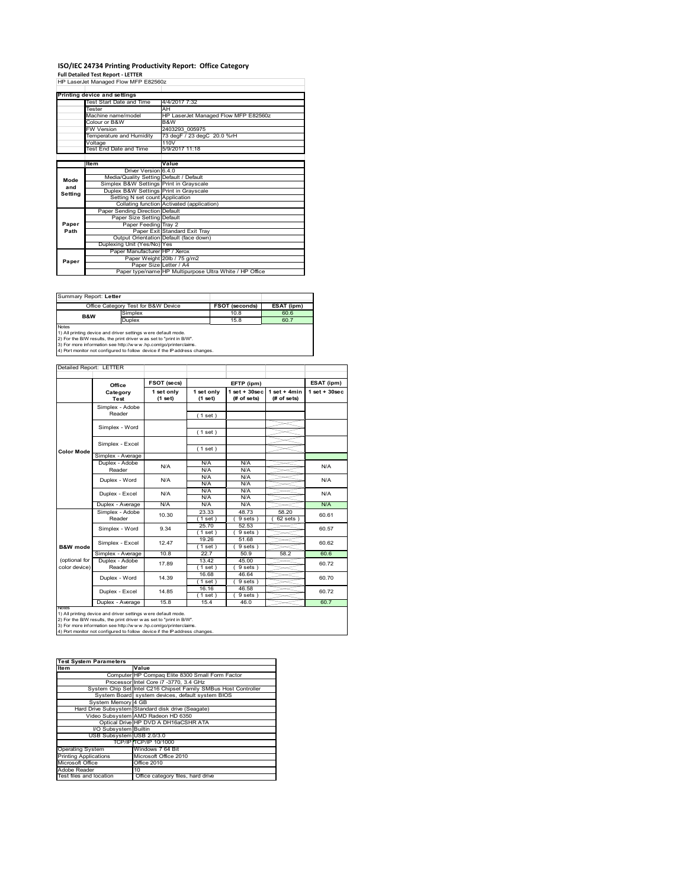# ISO/IEC 24734 Printing Productivity Report: Office Category

**Full Detailed Test Report - LETTER**

HP LaserJet Managed Flow MFP E82560z

| Printing device and settings | |
|---|---|
| Test Start Date and Time | 4/4/2017 7:32 |
| Tester | AH |
| Machine name/model | HP LaserJet Managed Flow MFP E82560z |
| Colour or B&W | B&W |
| FW Version | 2403293_005975 |
| Temperature and Humidity | 73 degF / 23 degC 20.0 %rH |
| Voltage | 110V |
| Test End Date and Time | 5/9/2017 11:18 |

| | Item | Value |
|---|---|---|
| Mode and Setting | Driver Version | 6.4.0 |
| | Media/Quality Setting | Default / Default |
| | Simplex B&W Settings | Print in Grayscale |
| | Duplex B&W Settings | Print in Grayscale |
| | Setting N set count | Application |
| | Collating function | Activated (application) |
| Paper Path | Paper Sending Direction | Default |
| | Paper Size Setting | Default |
| | Paper Feeding | Tray 2 |
| | Paper Exit | Standard Exit Tray |
| | Output Orientation | Default (face down) |
| | Duplexing Unit (Yes/No) | Yes |
| Paper | Paper Manufacturer | HP / Xerox |
| | Paper Weight | 20lb / 75 g/m2 |
| | Paper Size | Letter / A4 |
| | Paper type/name | HP Multipurpose Ultra White / HP Office |

Summary Report: **Letter**

| Office Category Test for B&W Device | | FSOT (seconds) | ESAT (ipm) |
|---|---|---|---|
| B&W | Simplex | 10.8 | 60.6 |
| | Duplex | 15.8 | 60.7 |

Notes
1) All printing device and driver settings were default mode.
2) For the B/W results, the print driver was set to "print in B/W".
3) For more information see http://www.hp.com/go/printerclaims.
4) Port monitor not configured to follow device if the IP address changes.

Detailed Report: LETTER

| | Office Category Test | FSOT (secs) 1 set only (1 set) | EFTP (ipm) 1 set only (1 set) | EFTP (ipm) 1 set + 30sec (# of sets) | EFTP (ipm) 1 set + 4min (# of sets) | ESAT (ipm) 1 set + 30sec |
|---|---|---|---|---|---|---|
| Color Mode | Simplex - Adobe Reader | | ( 1 set ) | | | |
| | Simplex - Word | | ( 1 set ) | | | |
| | Simplex - Excel | | ( 1 set ) | | | |
| | Simplex - Average | | | | | |
| | Duplex - Adobe Reader | N/A | N/A<br>N/A | N/A<br>N/A | | N/A |
| | Duplex - Word | N/A | N/A<br>N/A | N/A<br>N/A | | N/A |
| | Duplex - Excel | N/A | N/A<br>N/A | N/A<br>N/A | | N/A |
| | Duplex - Average | N/A | N/A | N/A | | N/A |
| B&W mode (optional for color device) | Simplex - Adobe Reader | 10.30 | 23.33<br>( 1 set ) | 48.73<br>( 9 sets ) | 58.20<br>( 62 sets ) | 60.61 |
| | Simplex - Word | 9.34 | 25.70<br>( 1 set ) | 52.53<br>( 9 sets ) | | 60.57 |
| | Simplex - Excel | 12.47 | 19.26<br>( 1 set ) | 51.68<br>( 9 sets ) | | 60.62 |
| | Simplex - Average | 10.8 | 22.7 | 50.9 | 58.2 | 60.6 |
| | Duplex - Adobe Reader | 17.89 | 13.42<br>( 1 set ) | 45.00<br>( 9 sets ) | | 60.72 |
| | Duplex - Word | 14.39 | 16.68<br>( 1 set ) | 46.64<br>( 9 sets ) | | 60.70 |
| | Duplex - Excel | 14.85 | 16.16<br>( 1 set ) | 46.58<br>( 9 sets ) | | 60.72 |
| | Duplex - Average | 15.8 | 15.4 | 46.0 | | 60.7 |

Notes
1) All printing device and driver settings were default mode.
2) For the B/W results, the print driver was set to "print in B/W".
3) For more information see http://www.hp.com/go/printerclaims.
4) Port monitor not configured to follow device if the IP address changes.

| Test System Parameters | |
|---|---|
| Item | Value |
| Computer | HP Compaq Elite 8300 Small Form Factor |
| Processor | Intel Core i7 -3770, 3.4 GHz |
| System Chip Set | Intel C216 Chipset Family SMBus Host Controller |
| System Board | system devices, default system BIOS |
| System Memory | 4 GB |
| Hard Drive Subsystem | Standard disk drive (Seagate) |
| Video Subsystem | AMD Radeon HD 6350 |
| Optical Drive | HP DVD A DH16aCSHR ATA |
| I/O Subsystem | Builtin |
| USB Subsystem | USB 2.0/3.0 |
| TCP/IP | TCP/IP 10/1000 |
| Operating System | Windows 7 64 Bit |
| Printing Applications | Microsoft Office 2010 |
| Microsoft Office | Office 2010 |
| Adobe Reader | 10 |
| Test files and location | Office category files, hard drive |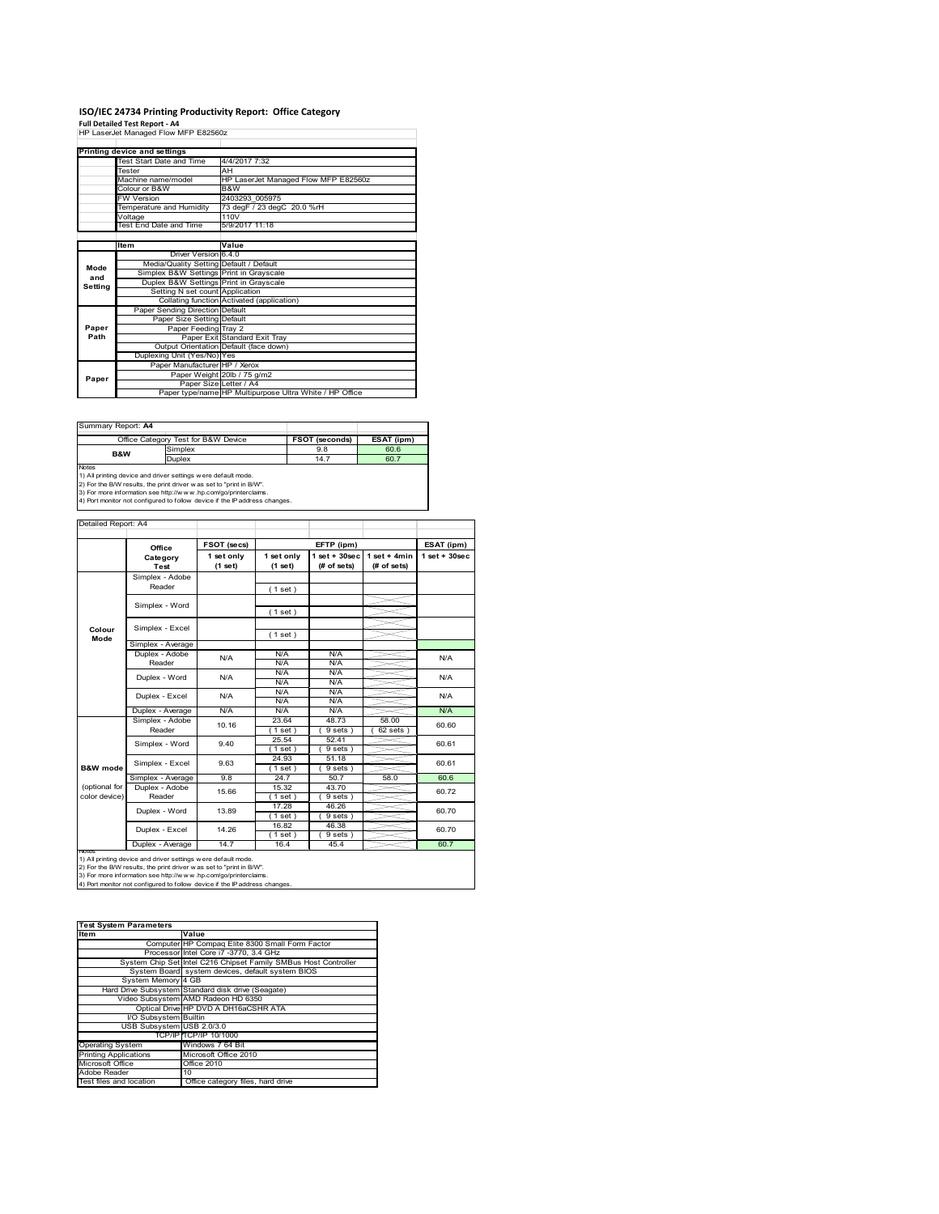# ISO/IEC 24734 Printing Productivity Report: Office Category

**Full Detailed Test Report - A4**

HP LaserJet Managed Flow MFP E82560z

| Printing device and settings | |
|---|---|
| Test Start Date and Time | 4/4/2017 7:32 |
| Tester | AH |
| Machine name/model | HP LaserJet Managed Flow MFP E82560z |
| Colour or B&W | B&W |
| FW Version | 2403293_005975 |
| Temperature and Humidity | 73 degF / 23 degC 20.0 %rH |
| Voltage | 110V |
| Test End Date and Time | 5/9/2017 11:18 |

| | Item | Value |
|---|---|---|
| Mode and Setting | Driver Version | 6.4.0 |
| | Media/Quality Setting | Default / Default |
| | Simplex B&W Settings | Print in Grayscale |
| | Duplex B&W Settings | Print in Grayscale |
| | Setting N set count | Application |
| | Collating function | Activated (application) |
| Paper Path | Paper Sending Direction | Default |
| | Paper Size Setting | Default |
| | Paper Feeding | Tray 2 |
| | Paper Exit | Standard Exit Tray |
| | Output Orientation | Default (face down) |
| | Duplexing Unit (Yes/No) | Yes |
| Paper | Paper Manufacturer | HP / Xerox |
| | Paper Weight | 20lb / 75 g/m2 |
| | Paper Size | Letter / A4 |
| | Paper type/name | HP Multipurpose Ultra White / HP Office |

Summary Report: **A4**

| Office Category Test for B&W Device | | FSOT (seconds) | ESAT (ipm) |
|---|---|---|---|
| B&W | Simplex | 9.8 | 60.6 |
| | Duplex | 14.7 | 60.7 |

Notes
1) All printing device and driver settings were default mode.
2) For the B/W results, the print driver was set to "print in B/W".
3) For more information see http://www.hp.com/go/printerclaims.
4) Port monitor not configured to follow device if the IP address changes.

Detailed Report: A4

| | Office Category Test | FSOT (secs) 1 set only (1 set) | EFTP (ipm) 1 set only (1 set) | EFTP (ipm) 1 set + 30sec (# of sets) | EFTP (ipm) 1 set + 4min (# of sets) | ESAT (ipm) 1 set + 30sec |
|---|---|---|---|---|---|---|
| Colour Mode | Simplex - Adobe Reader | | (1 set) | | | |
| | Simplex - Word | | (1 set) | | | |
| | Simplex - Excel | | (1 set) | | | |
| | Simplex - Average | | | | | |
| | Duplex - Adobe Reader | N/A | N/A<br>N/A | N/A<br>N/A | | N/A |
| | Duplex - Word | N/A | N/A<br>N/A | N/A<br>N/A | | N/A |
| | Duplex - Excel | N/A | N/A<br>N/A | N/A<br>N/A | | N/A |
| | Duplex - Average | N/A | N/A | N/A | | N/A |
| B&W mode (optional for color device) | Simplex - Adobe Reader | 10.16 | 23.64<br>(1 set) | 48.73<br>(9 sets) | 58.00<br>(62 sets) | 60.60 |
| | Simplex - Word | 9.40 | 25.54<br>(1 set) | 52.41<br>(9 sets) | | 60.61 |
| | Simplex - Excel | 9.63 | 24.93<br>(1 set) | 51.18<br>(9 sets) | | 60.61 |
| | Simplex - Average | 9.8 | 24.7 | 50.7 | 58.0 | 60.6 |
| | Duplex - Adobe Reader | 15.66 | 15.32<br>(1 set) | 43.70<br>(9 sets) | | 60.72 |
| | Duplex - Word | 13.89 | 17.28<br>(1 set) | 46.26<br>(9 sets) | | 60.70 |
| | Duplex - Excel | 14.26 | 16.82<br>(1 set) | 46.38<br>(9 sets) | | 60.70 |
| | Duplex - Average | 14.7 | 16.4 | 45.4 | | 60.7 |

Notes
1) All printing device and driver settings were default mode.
2) For the B/W results, the print driver was set to "print in B/W".
3) For more information see http://www.hp.com/go/printerclaims.
4) Port monitor not configured to follow device if the IP address changes.

| Test System Parameters | |
|---|---|
| **Item** | **Value** |
| Computer | HP Compaq Elite 8300 Small Form Factor |
| Processor | Intel Core i7 -3770, 3.4 GHz |
| System Chip Set | Intel C216 Chipset Family SMBus Host Controller |
| System Board | system devices, default system BIOS |
| System Memory | 4 GB |
| Hard Drive Subsystem | Standard disk drive (Seagate) |
| Video Subsystem | AMD Radeon HD 6350 |
| Optical Drive | HP DVD A DH16aCSHR ATA |
| I/O Subsystem | Builtin |
| USB Subsystem | USB 2.0/3.0 |
| TCP/IP | TCP/IP 10/1000 |
| Operating System | Windows 7 64 Bit |
| Printing Applications | Microsoft Office 2010 |
| Microsoft Office | Office 2010 |
| Adobe Reader | 10 |
| Test files and location | Office category files, hard drive |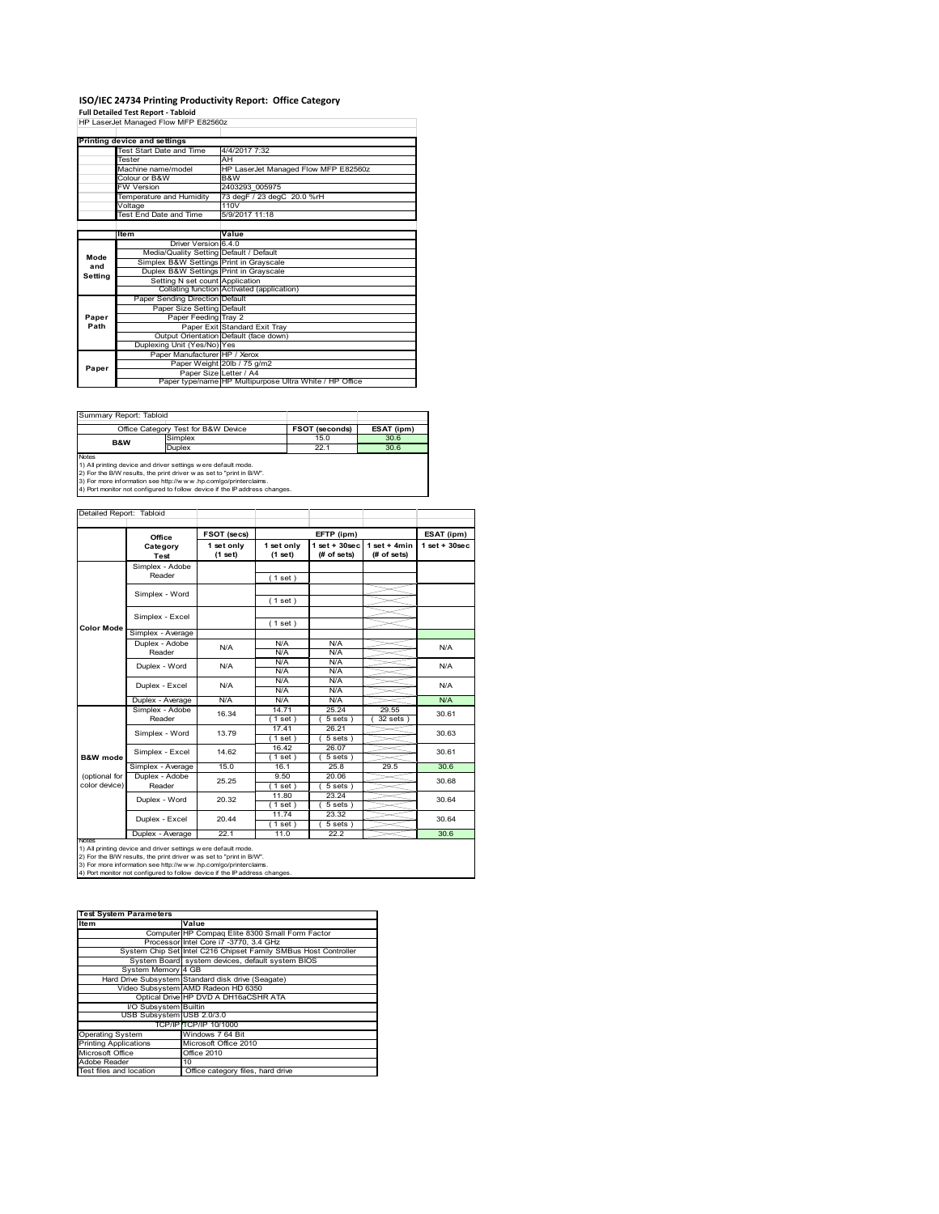# ISO/IEC 24734 Printing Productivity Report: Office Category

**Full Detailed Test Report - Tabloid**

HP LaserJet Managed Flow MFP E82560z

| Printing device and settings | |
|---|---|
| Test Start Date and Time | 4/4/2017 7:32 |
| Tester | AH |
| Machine name/model | HP LaserJet Managed Flow MFP E82560z |
| Colour or B&W | B&W |
| FW Version | 2403293_005975 |
| Temperature and Humidity | 73 degF / 23 degC 20.0 %rH |
| Voltage | 110V |
| Test End Date and Time | 5/9/2017 11:18 |

| | Item | Value |
|---|---|---|
| Mode and Setting | Driver Version | 6.4.0 |
| | Media/Quality Setting | Default / Default |
| | Simplex B&W Settings | Print in Grayscale |
| | Duplex B&W Settings | Print in Grayscale |
| | Setting N set count | Application |
| | Collating function | Activated (application) |
| Paper Path | Paper Sending Direction | Default |
| | Paper Size Setting | Default |
| | Paper Feeding | Tray 2 |
| | Paper Exit | Standard Exit Tray |
| | Output Orientation | Default (face down) |
| | Duplexing Unit (Yes/No) | Yes |
| Paper | Paper Manufacturer | HP / Xerox |
| | Paper Weight | 20lb / 75 g/m2 |
| | Paper Size | Letter / A4 |
| | Paper type/name | HP Multipurpose Ultra White / HP Office |

Summary Report: Tabloid

| Office Category Test for B&W Device | | FSOT (seconds) | ESAT (ipm) |
|---|---|---|---|
| B&W | Simplex | 15.0 | 30.6 |
| | Duplex | 22.1 | 30.6 |

Notes
1) All printing device and driver settings were default mode.
2) For the B/W results, the print driver was set to "print in B/W".
3) For more information see http://www.hp.com/go/printerclaims.
4) Port monitor not configured to follow device if the IP address changes.

Detailed Report: Tabloid

| | Office Category Test | FSOT (secs) 1 set only (1 set) | EFTP (ipm) 1 set only (1 set) | EFTP (ipm) 1 set + 30sec (# of sets) | EFTP (ipm) 1 set + 4min (# of sets) | ESAT (ipm) 1 set + 30sec |
|---|---|---|---|---|---|---|
| Color Mode | Simplex - Adobe Reader | | ( 1 set ) | | | |
| | Simplex - Word | | ( 1 set ) | | | |
| | Simplex - Excel | | ( 1 set ) | | | |
| | Simplex - Average | | | | | |
| | Duplex - Adobe Reader | N/A | N/A<br>N/A | N/A<br>N/A | | N/A |
| | Duplex - Word | N/A | N/A<br>N/A | N/A<br>N/A | | N/A |
| | Duplex - Excel | N/A | N/A<br>N/A | N/A<br>N/A | | N/A |
| | Duplex - Average | N/A | N/A | N/A | | N/A |
| B&W mode (optional for color device) | Simplex - Adobe Reader | 16.34 | 14.71<br>( 1 set ) | 25.24<br>( 5 sets ) | 29.55<br>( 32 sets ) | 30.61 |
| | Simplex - Word | 13.79 | 17.41<br>( 1 set ) | 26.21<br>( 5 sets ) | | 30.63 |
| | Simplex - Excel | 14.62 | 16.42<br>( 1 set ) | 26.07<br>( 5 sets ) | | 30.61 |
| | Simplex - Average | 15.0 | 16.1 | 25.8 | 29.5 | 30.6 |
| | Duplex - Adobe Reader | 25.25 | 9.50<br>( 1 set ) | 20.06<br>( 5 sets ) | | 30.68 |
| | Duplex - Word | 20.32 | 11.80<br>( 1 set ) | 23.24<br>( 5 sets ) | | 30.64 |
| | Duplex - Excel | 20.44 | 11.74<br>( 1 set ) | 23.32<br>( 5 sets ) | | 30.64 |
| | Duplex - Average | 22.1 | 11.0 | 22.2 | | 30.6 |

Notes
1) All printing device and driver settings were default mode.
2) For the B/W results, the print driver was set to "print in B/W".
3) For more information see http://www.hp.com/go/printerclaims.
4) Port monitor not configured to follow device if the IP address changes.

| Test System Parameters | |
|---|---|
| Item | Value |
| Computer | HP Compaq Elite 8300 Small Form Factor |
| Processor | Intel Core i7 -3770, 3.4 GHz |
| System Chip Set | Intel C216 Chipset Family SMBus Host Controller |
| System Board | system devices, default system BIOS |
| System Memory | 4 GB |
| Hard Drive Subsystem | Standard disk drive (Seagate) |
| Video Subsystem | AMD Radeon HD 6350 |
| Optical Drive | HP DVD A DH16aCSHR ATA |
| I/O Subsystem | Builtin |
| USB Subsystem | USB 2.0/3.0 |
| TCP/IP | TCP/IP 10/1000 |
| Operating System | Windows 7 64 Bit |
| Printing Applications | Microsoft Office 2010 |
| Microsoft Office | Office 2010 |
| Adobe Reader | 10 |
| Test files and location | Office category files, hard drive |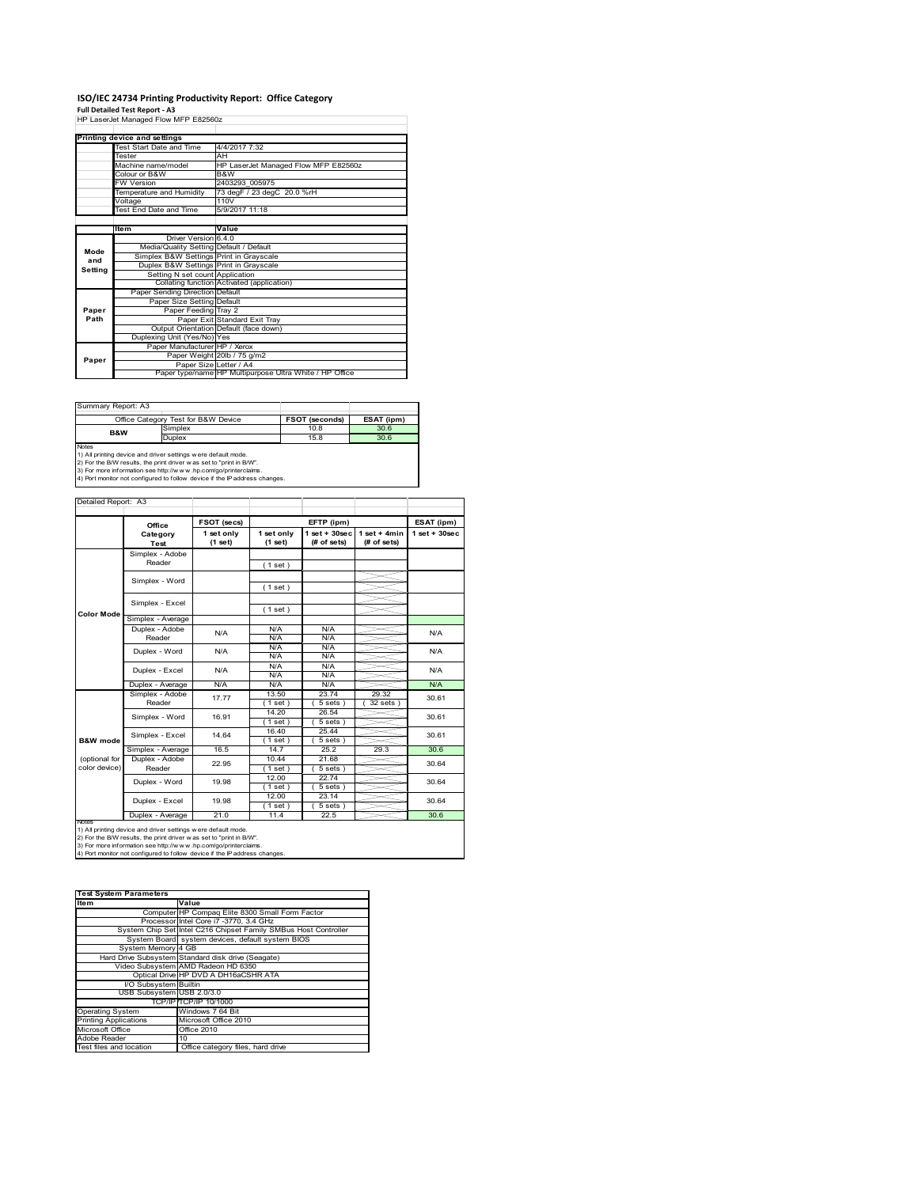# ISO/IEC 24734 Printing Productivity Report: Office Category

**Full Detailed Test Report - A3**

HP LaserJet Managed Flow MFP E82560z

| Printing device and settings | |
|---|---|
| Test Start Date and Time | 4/4/2017 7:32 |
| Tester | AH |
| Machine name/model | HP LaserJet Managed Flow MFP E82560z |
| Colour or B&W | B&W |
| FW Version | 2403293_005975 |
| Temperature and Humidity | 73 degF / 23 degC 20.0 %rH |
| Voltage | 110V |
| Test End Date and Time | 5/9/2017 11:18 |

| | Item | Value |
|---|---|---|
| Mode and Setting | Driver Version | 6.4.0 |
| | Media/Quality Setting | Default / Default |
| | Simplex B&W Settings | Print in Grayscale |
| | Duplex B&W Settings | Print in Grayscale |
| | Setting N set count | Application |
| | Collating function | Activated (application) |
| Paper Path | Paper Sending Direction | Default |
| | Paper Size Setting | Default |
| | Paper Feeding | Tray 2 |
| | Paper Exit | Standard Exit Tray |
| | Output Orientation | Default (face down) |
| | Duplexing Unit (Yes/No) | Yes |
| Paper | Paper Manufacturer | HP / Xerox |
| | Paper Weight | 20lb / 75 g/m2 |
| | Paper Size | Letter / A4 |
| | Paper type/name | HP Multipurpose Ultra White / HP Office |

Summary Report: A3

| Office Category Test for B&W Device | | FSOT (seconds) | ESAT (ipm) |
|---|---|---|---|
| B&W | Simplex | 10.8 | 30.6 |
| | Duplex | 15.8 | 30.6 |

Notes
1) All printing device and driver settings were default mode.
2) For the B/W results, the print driver was set to "print in B/W".
3) For more information see http://www.hp.com/go/printerclaims.
4) Port monitor not configured to follow device if the IP address changes.

Detailed Report: A3

| | Office Category Test | FSOT (secs) 1 set only (1 set) | EFTP (ipm) 1 set only (1 set) | EFTP (ipm) 1 set + 30sec (# of sets) | EFTP (ipm) 1 set + 4min (# of sets) | ESAT (ipm) 1 set + 30sec |
|---|---|---|---|---|---|---|
| Color Mode | Simplex - Adobe Reader | | (1 set) | | | |
| | Simplex - Word | | (1 set) | | | |
| | Simplex - Excel | | (1 set) | | | |
| | Simplex - Average | | | | | |
| | Duplex - Adobe Reader | N/A | N/A N/A | N/A N/A | | N/A |
| | Duplex - Word | N/A | N/A N/A | N/A N/A | | N/A |
| | Duplex - Excel | N/A | N/A N/A | N/A N/A | | N/A |
| | Duplex - Average | N/A | N/A | N/A | | N/A |
| B&W mode (optional for color device) | Simplex - Adobe Reader | 17.77 | 13.50 (1 set) | 23.74 (5 sets) | 29.32 (32 sets) | 30.61 |
| | Simplex - Word | 16.91 | 14.20 (1 set) | 26.54 (5 sets) | | 30.61 |
| | Simplex - Excel | 14.64 | 16.40 (1 set) | 25.44 (5 sets) | | 30.61 |
| | Simplex - Average | 16.5 | 14.7 | 25.2 | 29.3 | 30.6 |
| | Duplex - Adobe Reader | 22.95 | 10.44 (1 set) | 21.68 (5 sets) | | 30.64 |
| | Duplex - Word | 19.98 | 12.00 (1 set) | 22.74 (5 sets) | | 30.64 |
| | Duplex - Excel | 19.98 | 12.00 (1 set) | 23.14 (5 sets) | | 30.64 |
| | Duplex - Average | 21.0 | 11.4 | 22.5 | | 30.6 |

Notes
1) All printing device and driver settings were default mode.
2) For the B/W results, the print driver was set to "print in B/W".
3) For more information see http://www.hp.com/go/printerclaims.
4) Port monitor not configured to follow device if the IP address changes.

| Test System Parameters | |
|---|---|
| Item | Value |
| Computer | HP Compaq Elite 8300 Small Form Factor |
| Processor | Intel Core i7 -3770, 3.4 GHz |
| System Chip Set | Intel C216 Chipset Family SMBus Host Controller |
| System Board | system devices, default system BIOS |
| System Memory | 4 GB |
| Hard Drive Subsystem | Standard disk drive (Seagate) |
| Video Subsystem | AMD Radeon HD 6350 |
| Optical Drive | HP DVD A DH16aCSHR ATA |
| I/O Subsystem | Builtin |
| USB Subsystem | USB 2.0/3.0 |
| TCP/IP | TCP/IP 10/1000 |
| Operating System | Windows 7 64 Bit |
| Printing Applications | Microsoft Office 2010 |
| Microsoft Office | Office 2010 |
| Adobe Reader | 10 |
| Test files and location | Office category files, hard drive |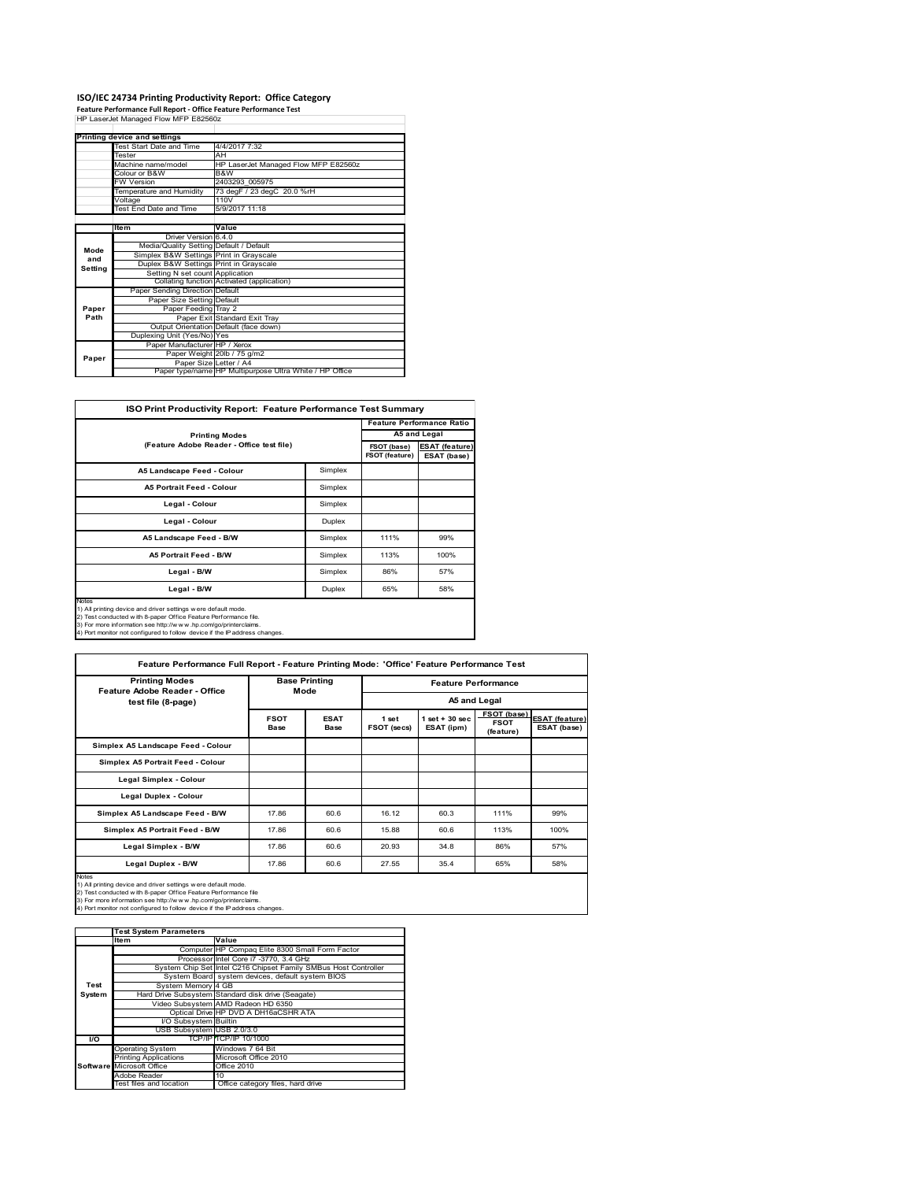# ISO/IEC 24734 Printing Productivity Report: Office Category

**Feature Performance Full Report - Office Feature Performance Test**

HP LaserJet Managed Flow MFP E82560z

| Printing device and settings | |
|---|---|
| Test Start Date and Time | 4/4/2017 7:32 |
| Tester | AH |
| Machine name/model | HP LaserJet Managed Flow MFP E82560z |
| Colour or B&W | B&W |
| FW Version | 2403293_005975 |
| Temperature and Humidity | 73 degF / 23 degC 20.0 %rH |
| Voltage | 110V |
| Test End Date and Time | 5/9/2017 11:18 |

| | Item | Value |
|---|---|---|
| Mode and Setting | Driver Version | 6.4.0 |
| | Media/Quality Setting | Default / Default |
| | Simplex B&W Settings | Print in Grayscale |
| | Duplex B&W Settings | Print in Grayscale |
| | Setting N set count | Application |
| | Collating function | Activated (application) |
| Paper Path | Paper Sending Direction | Default |
| | Paper Size Setting | Default |
| | Paper Feeding | Tray 2 |
| | Paper Exit | Standard Exit Tray |
| | Output Orientation | Default (face down) |
| | Duplexing Unit (Yes/No) | Yes |
| Paper | Paper Manufacturer | HP / Xerox |
| | Paper Weight | 20lb / 75 g/m2 |
| | Paper Size | Letter / A4 |
| | Paper type/name | HP Multipurpose Ultra White / HP Office |

## ISO Print Productivity Report: Feature Performance Test Summary

| Printing Modes (Feature Adobe Reader - Office test file) | | Feature Performance Ratio A5 and Legal | |
|---|---|---|---|
| | | FSOT (base) / FSOT (feature) | ESAT (feature) / ESAT (base) |
| A5 Landscape Feed - Colour | Simplex | | |
| A5 Portrait Feed - Colour | Simplex | | |
| Legal - Colour | Simplex | | |
| Legal - Colour | Duplex | | |
| A5 Landscape Feed - B/W | Simplex | 111% | 99% |
| A5 Portrait Feed - B/W | Simplex | 113% | 100% |
| Legal - B/W | Simplex | 86% | 57% |
| Legal - B/W | Duplex | 65% | 58% |

Notes
1) All printing device and driver settings were default mode.
2) Test conducted with 8-paper Office Feature Performance file.
3) For more information see http://www.hp.com/go/printerclaims.
4) Port monitor not configured to follow device if the IP address changes.

## Feature Performance Full Report - Feature Printing Mode: 'Office' Feature Performance Test

| Printing Modes Feature Adobe Reader - Office test file (8-page) | Base Printing Mode | | Feature Performance A5 and Legal | | | |
|---|---|---|---|---|---|---|
| | FSOT Base | ESAT Base | 1 set FSOT (secs) | 1 set + 30 sec ESAT (ipm) | FSOT (base) / FSOT (feature) | ESAT (feature) / ESAT (base) |
| Simplex A5 Landscape Feed - Colour | | | | | | |
| Simplex A5 Portrait Feed - Colour | | | | | | |
| Legal Simplex - Colour | | | | | | |
| Legal Duplex - Colour | | | | | | |
| Simplex A5 Landscape Feed - B/W | 17.86 | 60.6 | 16.12 | 60.3 | 111% | 99% |
| Simplex A5 Portrait Feed - B/W | 17.86 | 60.6 | 15.88 | 60.6 | 113% | 100% |
| Legal Simplex - B/W | 17.86 | 60.6 | 20.93 | 34.8 | 86% | 57% |
| Legal Duplex - B/W | 17.86 | 60.6 | 27.55 | 35.4 | 65% | 58% |

Notes
1) All printing device and driver settings were default mode.
2) Test conducted with 8-paper Office Feature Performance file
3) For more information see http://www.hp.com/go/printerclaims.
4) Port monitor not configured to follow device if the IP address changes.

| | Test System Parameters | |
|---|---|---|
| | Item | Value |
| Test System | Computer | HP Compaq Elite 8300 Small Form Factor |
| | Processor | Intel Core i7 -3770, 3.4 GHz |
| | System Chip Set | Intel C216 Chipset Family SMBus Host Controller |
| | System Board | system devices, default system BIOS |
| | System Memory | 4 GB |
| | Hard Drive Subsystem | Standard disk drive (Seagate) |
| | Video Subsystem | AMD Radeon HD 6350 |
| | Optical Drive | HP DVD A DH16aCSHR ATA |
| | I/O Subsystem | Builtin |
| | USB Subsystem | USB 2.0/3.0 |
| I/O | TCP/IP | TCP/IP 10/1000 |
| Software | Operating System | Windows 7 64 Bit |
| | Printing Applications | Microsoft Office 2010 |
| | Microsoft Office | Office 2010 |
| | Adobe Reader | 10 |
| | Test files and location | Office category files, hard drive |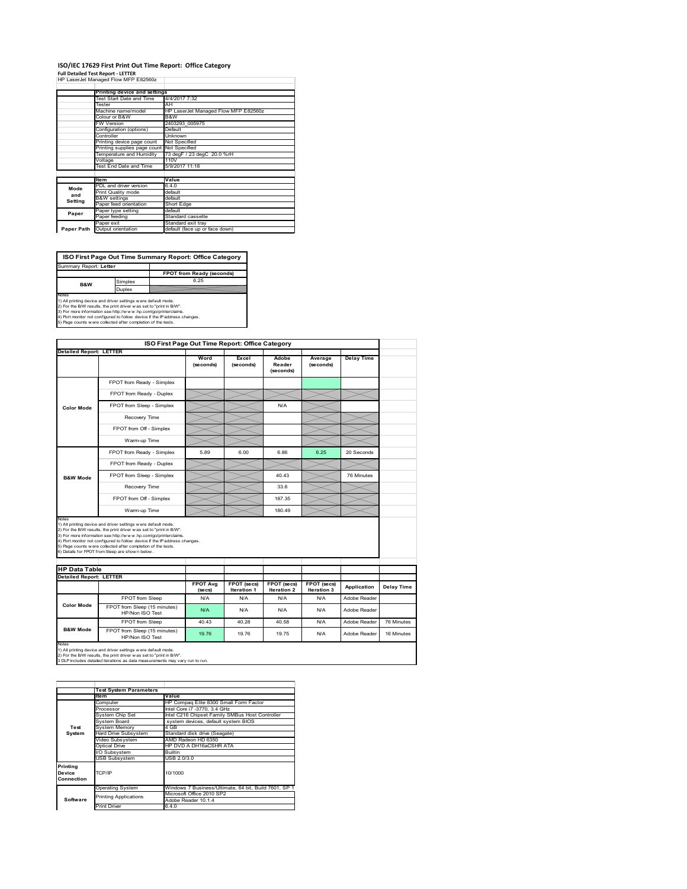# ISO/IEC 17629 First Print Out Time Report: Office Category

**Full Detailed Test Report - LETTER**

HP LaserJet Managed Flow MFP E82560z

| | | |
|---|---|---|
| | **Printing device and settings** | |
| | Test Start Date and Time | 4/4/2017 7:32 |
| | Tester | AH |
| | Machine name/model | HP LaserJet Managed Flow MFP E82560z |
| | Colour or B&W | B&W |
| | FW Version | 2403293_005975 |
| | Configuration (options) | Default |
| | Controller | Unknown |
| | Printing device page count | Not Specified |
| | Printing supplies page count | Not Specified |
| | Temperature and Humidity | 73 degF / 23 degC 20.0 %rH |
| | Voltage | 110V |
| | Test End Date and Time | 5/9/2017 11:18 |
| | **Item** | **Value** |
| **Mode and Setting** | PDL and driver version | 6.4.0 |
| | Print Quality mode | default |
| | B&W settings | default |
| | Paper feed orientation | Short Edge |
| **Paper** | Paper type setting | default |
| | Paper feeding | Standard cassette |
| | Paper exit | Standard exit tray |
| **Paper Path** | Output orientation | default (face up or face down) |

## ISO First Page Out Time Summary Report: Office Category

Summary Report: **Letter**

| | | FPOT from Ready (seconds) |
|---|---|---|
| **B&W** | Simplex | 6.25 |
| | Duplex | |

Notes
1) All printing device and driver settings were default mode.
2) For the B/W results, the print driver was set to "print in B/W".
3) For more information see http://www.hp.com/go/printerclaims.
4) Port monitor not configured to follow device if the IP address changes.
5) Page counts were collected after completion of the tests.

## ISO First Page Out Time Report: Office Category

**Detailed Report: LETTER**

| | | Word (seconds) | Excel (seconds) | Adobe Reader (seconds) | Average (seconds) | Delay Time |
|---|---|---|---|---|---|---|
| **Color Mode** | FPOT from Ready - Simplex | | | | | |
| | FPOT from Ready - Duplex | | | | | |
| | FPOT from Sleep - Simplex | | | N/A | | |
| | Recovery Time | | | | | |
| | FPOT from Off - Simplex | | | | | |
| | Warm-up Time | | | | | |
| **B&W Mode** | FPOT from Ready - Simplex | 5.89 | 6.00 | 6.86 | 6.25 | 20 Seconds |
| | FPOT from Ready - Duplex | | | | | |
| | FPOT from Sleep - Simplex | | | 40.43 | | 76 Minutes |
| | Recovery Time | | | 33.6 | | |
| | FPOT from Off - Simplex | | | 187.35 | | |
| | Warm-up Time | | | 180.49 | | |

Notes
1) All printing device and driver settings were default mode.
2) For the B/W results, the print driver was set to "print in B/W".
3) For more information see http://www.hp.com/go/printerclaims.
4) Port monitor not configured to follow device if the IP address changes.
5) Page counts were collected after completion of the tests.
6) Details for FPOT from Sleep are shown below.

## HP Data Table

**Detailed Report: LETTER**

| | | FPOT Avg (secs) | FPOT (secs) Iteration 1 | FPOT (secs) Iteration 2 | FPOT (secs) Iteration 3 | Application | Delay Time |
|---|---|---|---|---|---|---|---|
| **Color Mode** | FPOT from Sleep | N/A | N/A | N/A | N/A | Adobe Reader | |
| | FPOT from Sleep (15 minutes) HP/Non ISO Test | N/A | N/A | N/A | N/A | Adobe Reader | |
| **B&W Mode** | FPOT from Sleep | 40.43 | 40.28 | 40.58 | N/A | Adobe Reader | 76 Minutes |
| | FPOT from Sleep (15 minutes) HP/Non ISO Test | 19.76 | 19.76 | 19.75 | N/A | Adobe Reader | 16 Minutes |

Notes
1) All printing device and driver settings were default mode.
2) For the B/W results, the print driver was set to "print in B/W".
3 DLP includes detailed iterations as data measurements may vary run to run.

| | | |
|---|---|---|
| | **Test System Parameters** | |
| | **Item** | **Value** |
| **Test System** | Computer | HP Compaq Elite 8300 Small Form Factor |
| | Processor | Intel Core i7 -3770, 3.4 GHz |
| | System Chip Set | Intel C216 Chipset Family SMBus Host Controller |
| | System Board | system devices, default system BIOS |
| | System Memory | 4 GB |
| | Hard Drive Subsystem | Standard disk drive (Seagate) |
| | Video Subsystem | AMD Radeon HD 6350 |
| | Optical Drive | HP DVD A DH16aCSHR ATA |
| | I/O Subsystem | Builtin |
| | USB Subsystem | USB 2.0/3.0 |
| **Printing Device Connection** | TCP/IP | 10/1000 |
| **Software** | Operating System | Windows 7 Business/Ultimate, 64 bit, Build 7601, SP 1 |
| | Printing Applications | Microsoft Office 2010 SP2 |
| | | Adobe Reader 10.1.4 |
| | Print Driver | 6.4.0 |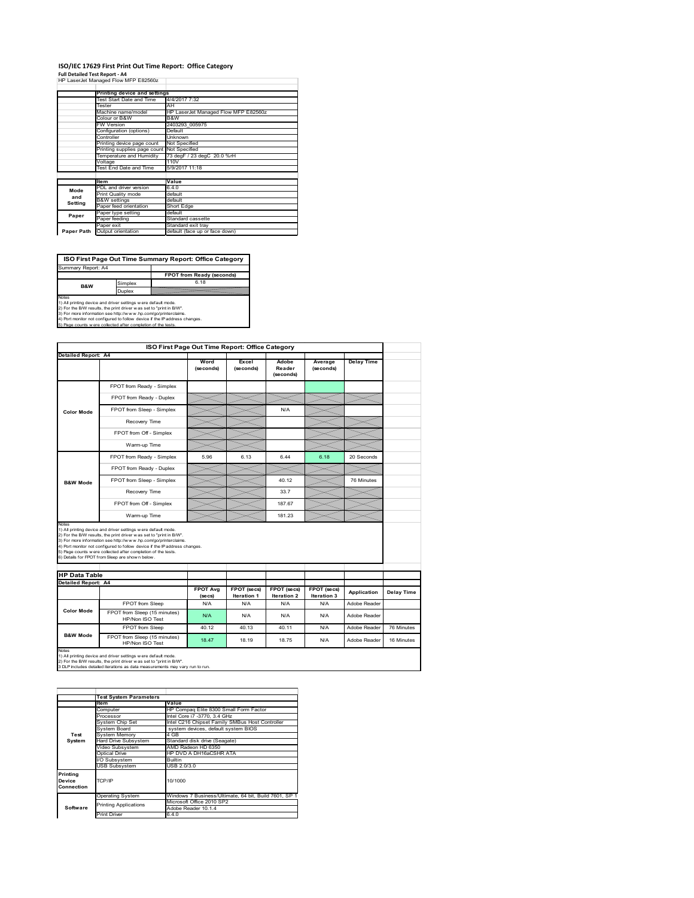# ISO/IEC 17629 First Print Out Time Report: Office Category

**Full Detailed Test Report - A4**

HP LaserJet Managed Flow MFP E82560z

| | | |
|---|---|---|
| | **Printing device and settings** | |
| | Test Start Date and Time | 4/4/2017 7:32 |
| | Tester | AH |
| | Machine name/model | HP LaserJet Managed Flow MFP E82560z |
| | Colour or B&W | B&W |
| | FW Version | 2403293_005975 |
| | Configuration (options) | Default |
| | Controller | Unknown |
| | Printing device page count | Not Specified |
| | Printing supplies page count | Not Specified |
| | Temperature and Humidity | 73 degF / 23 degC 20.0 %rH |
| | Voltage | 110V |
| | Test End Date and Time | 5/9/2017 11:18 |

| | Item | Value |
|---|---|---|
| Mode and Setting | PDL and driver version | 6.4.0 |
| | Print Quality mode | default |
| | B&W settings | default |
| | Paper feed orientation | Short Edge |
| Paper | Paper type setting | default |
| | Paper feeding | Standard cassette |
| | Paper exit | Standard exit tray |
| Paper Path | Output orientation | default (face up or face down) |

## ISO First Page Out Time Summary Report: Office Category

Summary Report: A4

| | | FPOT from Ready (seconds) |
|---|---|---|
| B&W | Simplex | 6.18 |
| | Duplex | |

Notes
1) All printing device and driver settings were default mode.
2) For the B/W results, the print driver was set to "print in B/W".
3) For more information see http://www.hp.com/go/printerclaims.
4) Port monitor not configured to follow device if the IP address changes.
5) Page counts were collected after completion of the tests.

## ISO First Page Out Time Report: Office Category

Detailed Report: A4

| | | Word (seconds) | Excel (seconds) | Adobe Reader (seconds) | Average (seconds) | Delay Time |
|---|---|---|---|---|---|---|
| Color Mode | FPOT from Ready - Simplex | | | | | |
| | FPOT from Ready - Duplex | | | | | |
| | FPOT from Sleep - Simplex | | | N/A | | |
| | Recovery Time | | | | | |
| | FPOT from Off - Simplex | | | | | |
| | Warm-up Time | | | | | |
| B&W Mode | FPOT from Ready - Simplex | 5.96 | 6.13 | 6.44 | 6.18 | 20 Seconds |
| | FPOT from Ready - Duplex | | | | | |
| | FPOT from Sleep - Simplex | | | 40.12 | | 76 Minutes |
| | Recovery Time | | | 33.7 | | |
| | FPOT from Off - Simplex | | | 187.67 | | |
| | Warm-up Time | | | 181.23 | | |

Notes
1) All printing device and driver settings were default mode.
2) For the B/W results, the print driver was set to "print in B/W".
3) For more information see http://www.hp.com/go/printerclaims.
4) Port monitor not configured to follow device if the IP address changes.
5) Page counts were collected after completion of the tests.
6) Details for FPOT from Sleep are shown below.

## HP Data Table

Detailed Report: A4

| | | FPOT Avg (secs) | FPOT (secs) Iteration 1 | FPOT (secs) Iteration 2 | FPOT (secs) Iteration 3 | Application | Delay Time |
|---|---|---|---|---|---|---|---|
| Color Mode | FPOT from Sleep | N/A | N/A | N/A | N/A | Adobe Reader | |
| | FPOT from Sleep (15 minutes) HP/Non ISO Test | N/A | N/A | N/A | N/A | Adobe Reader | |
| B&W Mode | FPOT from Sleep | 40.12 | 40.13 | 40.11 | N/A | Adobe Reader | 76 Minutes |
| | FPOT from Sleep (15 minutes) HP/Non ISO Test | 18.47 | 18.19 | 18.75 | N/A | Adobe Reader | 16 Minutes |

Notes
1) All printing device and driver settings were default mode.
2) For the B/W results, the print driver was set to "print in B/W".
3 DLP includes detailed iterations as data measurements may vary run to run.

| | Test System Parameters | |
|---|---|---|
| | Item | Value |
| Test System | Computer | HP Compaq Elite 8300 Small Form Factor |
| | Processor | Intel Core i7 -3770, 3.4 GHz |
| | System Chip Set | Intel C216 Chipset Family SMBus Host Controller |
| | System Board | system devices, default system BIOS |
| | System Memory | 4 GB |
| | Hard Drive Subsystem | Standard disk drive (Seagate) |
| | Video Subsystem | AMD Radeon HD 6350 |
| | Optical Drive | HP DVD A DH16aCSHR ATA |
| | I/O Subsystem | Builtin |
| | USB Subsystem | USB 2.0/3.0 |
| Printing Device Connection | TCP/IP | 10/1000 |
| Software | Operating System | Windows 7 Business/Ultimate, 64 bit, Build 7601, SP 1 |
| | Printing Applications | Microsoft Office 2010 SP2 |
| | | Adobe Reader 10.1.4 |
| | Print Driver | 6.4.0 |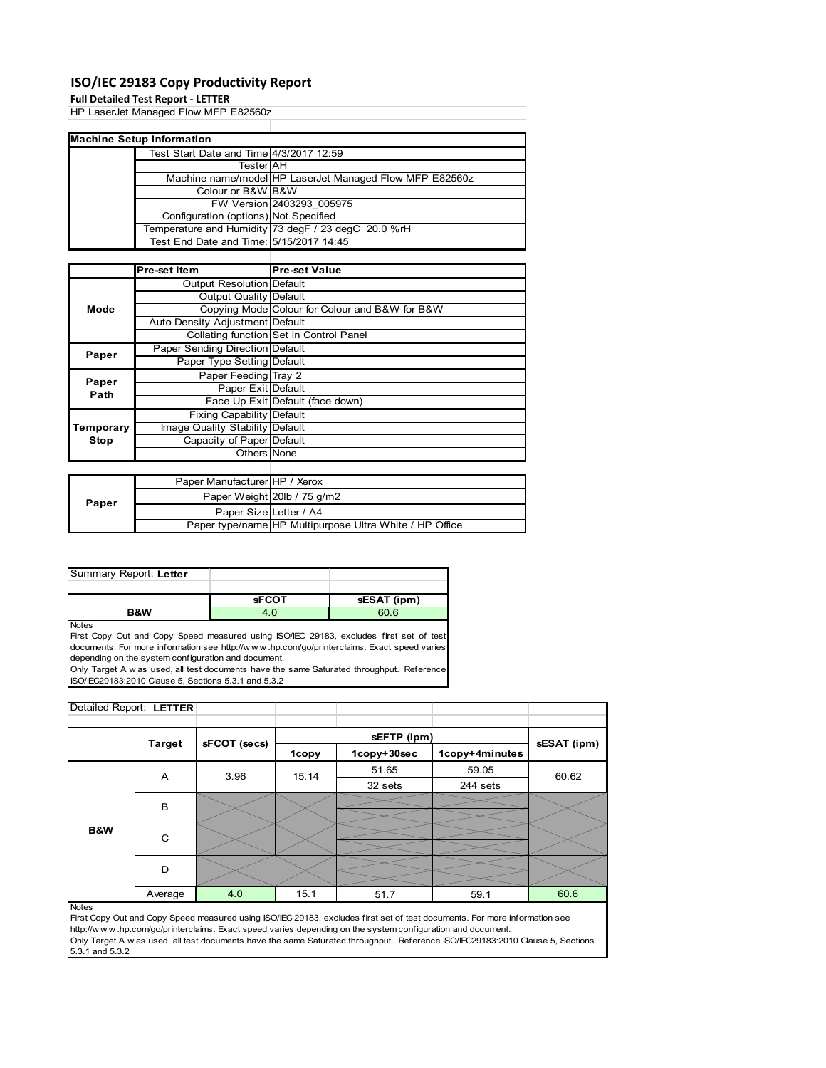# ISO/IEC 29183 Copy Productivity Report

**Full Detailed Test Report - LETTER**

HP LaserJet Managed Flow MFP E82560z

| **Machine Setup Information** | | |
|---|---|---|
| | Test Start Date and Time | 4/3/2017 12:59 |
| | Tester | AH |
| | Machine name/model | HP LaserJet Managed Flow MFP E82560z |
| | Colour or B&W | B&W |
| | FW Version | 2403293_005975 |
| | Configuration (options) | Not Specified |
| | Temperature and Humidity | 73 degF / 23 degC 20.0 %rH |
| | Test End Date and Time: | 5/15/2017 14:45 |

| | **Pre-set Item** | **Pre-set Value** |
|---|---|---|
| **Mode** | Output Resolution | Default |
| | Output Quality | Default |
| | Copying Mode | Colour for Colour and B&W for B&W |
| | Auto Density Adjustment | Default |
| | Collating function | Set in Control Panel |
| **Paper** | Paper Sending Direction | Default |
| | Paper Type Setting | Default |
| **Paper Path** | Paper Feeding | Tray 2 |
| | Paper Exit | Default |
| | Face Up Exit | Default (face down) |
| **Temporary Stop** | Fixing Capability | Default |
| | Image Quality Stability | Default |
| | Capacity of Paper | Default |
| | Others | None |

| | | |
|---|---|---|
| **Paper** | Paper Manufacturer | HP / Xerox |
| | Paper Weight | 20lb / 75 g/m2 |
| | Paper Size | Letter / A4 |
| | Paper type/name | HP Multipurpose Ultra White / HP Office |

Summary Report: **Letter**

| | **sFCOT** | **sESAT (ipm)** |
|---|---|---|
| **B&W** | 4.0 | 60.6 |

Notes

First Copy Out and Copy Speed measured using ISO/IEC 29183, excludes first set of test documents. For more information see http://w w w .hp.com/go/printerclaims. Exact speed varies depending on the system configuration and document.

Only Target A w as used, all test documents have the same Saturated throughput. Reference ISO/IEC29183:2010 Clause 5, Sections 5.3.1 and 5.3.2

Detailed Report: **LETTER**

| | **Target** | **sFCOT (secs)** | **sEFTP (ipm)** | | | **sESAT (ipm)** |
|---|---|---|---|---|---|---|
| | | | **1copy** | **1copy+30sec** | **1copy+4minutes** | |
| **B&W** | A | 3.96 | 15.14 | 51.65<br>32 sets | 59.05<br>244 sets | 60.62 |
| | B | | | | | |
| | C | | | | | |
| | D | | | | | |
| | Average | 4.0 | 15.1 | 51.7 | 59.1 | 60.6 |

Notes

First Copy Out and Copy Speed measured using ISO/IEC 29183, excludes first set of test documents. For more information see http://w w w .hp.com/go/printerclaims. Exact speed varies depending on the system configuration and document.

Only Target A w as used, all test documents have the same Saturated throughput. Reference ISO/IEC29183:2010 Clause 5, Sections 5.3.1 and 5.3.2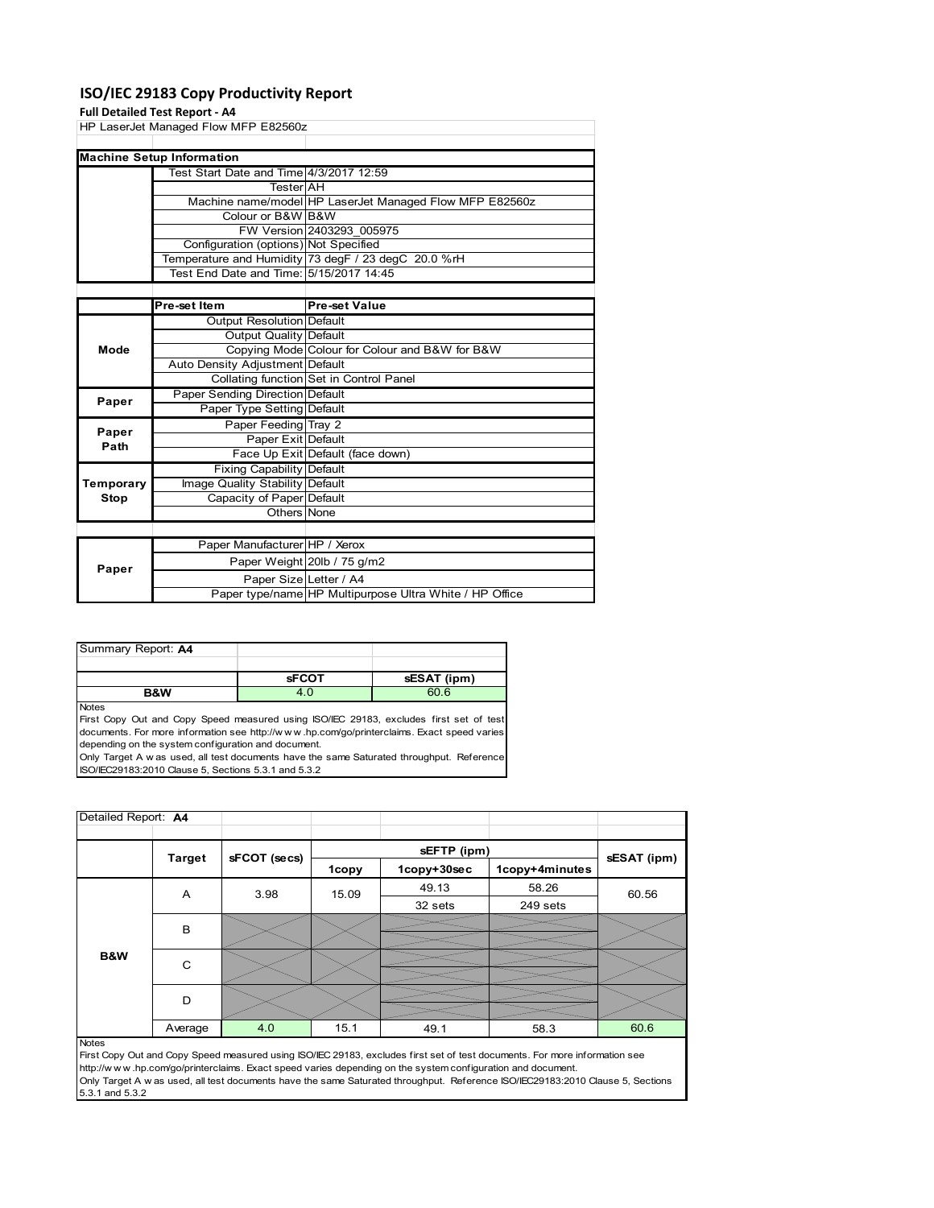# ISO/IEC 29183 Copy Productivity Report

**Full Detailed Test Report - A4**

HP LaserJet Managed Flow MFP E82560z

| Machine Setup Information | | |
|---|---|---|
| | Test Start Date and Time | 4/3/2017 12:59 |
| | Tester | AH |
| | Machine name/model | HP LaserJet Managed Flow MFP E82560z |
| | Colour or B&W | B&W |
| | FW Version | 2403293_005975 |
| | Configuration (options) | Not Specified |
| | Temperature and Humidity | 73 degF / 23 degC 20.0 %rH |
| | Test End Date and Time: | 5/15/2017 14:45 |

| | Pre-set Item | Pre-set Value |
|---|---|---|
| Mode | Output Resolution | Default |
| | Output Quality | Default |
| | Copying Mode | Colour for Colour and B&W for B&W |
| | Auto Density Adjustment | Default |
| | Collating function | Set in Control Panel |
| Paper | Paper Sending Direction | Default |
| | Paper Type Setting | Default |
| Paper Path | Paper Feeding | Tray 2 |
| | Paper Exit | Default |
| | Face Up Exit | Default (face down) |
| Temporary Stop | Fixing Capability | Default |
| | Image Quality Stability | Default |
| | Capacity of Paper | Default |
| | Others | None |

| | | |
|---|---|---|
| Paper | Paper Manufacturer | HP / Xerox |
| | Paper Weight | 20lb / 75 g/m2 |
| | Paper Size | Letter / A4 |
| | Paper type/name | HP Multipurpose Ultra White / HP Office |

Summary Report: **A4**

| | sFCOT | sESAT (ipm) |
|---|---|---|
| B&W | 4.0 | 60.6 |

Notes
First Copy Out and Copy Speed measured using ISO/IEC 29183, excludes first set of test documents. For more information see http://w w w .hp.com/go/printerclaims. Exact speed varies depending on the system configuration and document.
Only Target A w as used, all test documents have the same Saturated throughput. Reference ISO/IEC29183:2010 Clause 5, Sections 5.3.1 and 5.3.2

Detailed Report: **A4**

| | Target | sFCOT (secs) | sEFTP (ipm) | | | sESAT (ipm) |
|---|---|---|---|---|---|---|
| | | | 1copy | 1copy+30sec | 1copy+4minutes | |
| B&W | A | 3.98 | 15.09 | 49.13 | 58.26 | 60.56 |
| | | | | 32 sets | 249 sets | |
| | B | | | | | |
| | C | | | | | |
| | D | | | | | |
| | Average | 4.0 | 15.1 | 49.1 | 58.3 | 60.6 |

Notes
First Copy Out and Copy Speed measured using ISO/IEC 29183, excludes first set of test documents. For more information see http://w w w .hp.com/go/printerclaims. Exact speed varies depending on the system configuration and document.
Only Target A w as used, all test documents have the same Saturated throughput. Reference ISO/IEC29183:2010 Clause 5, Sections 5.3.1 and 5.3.2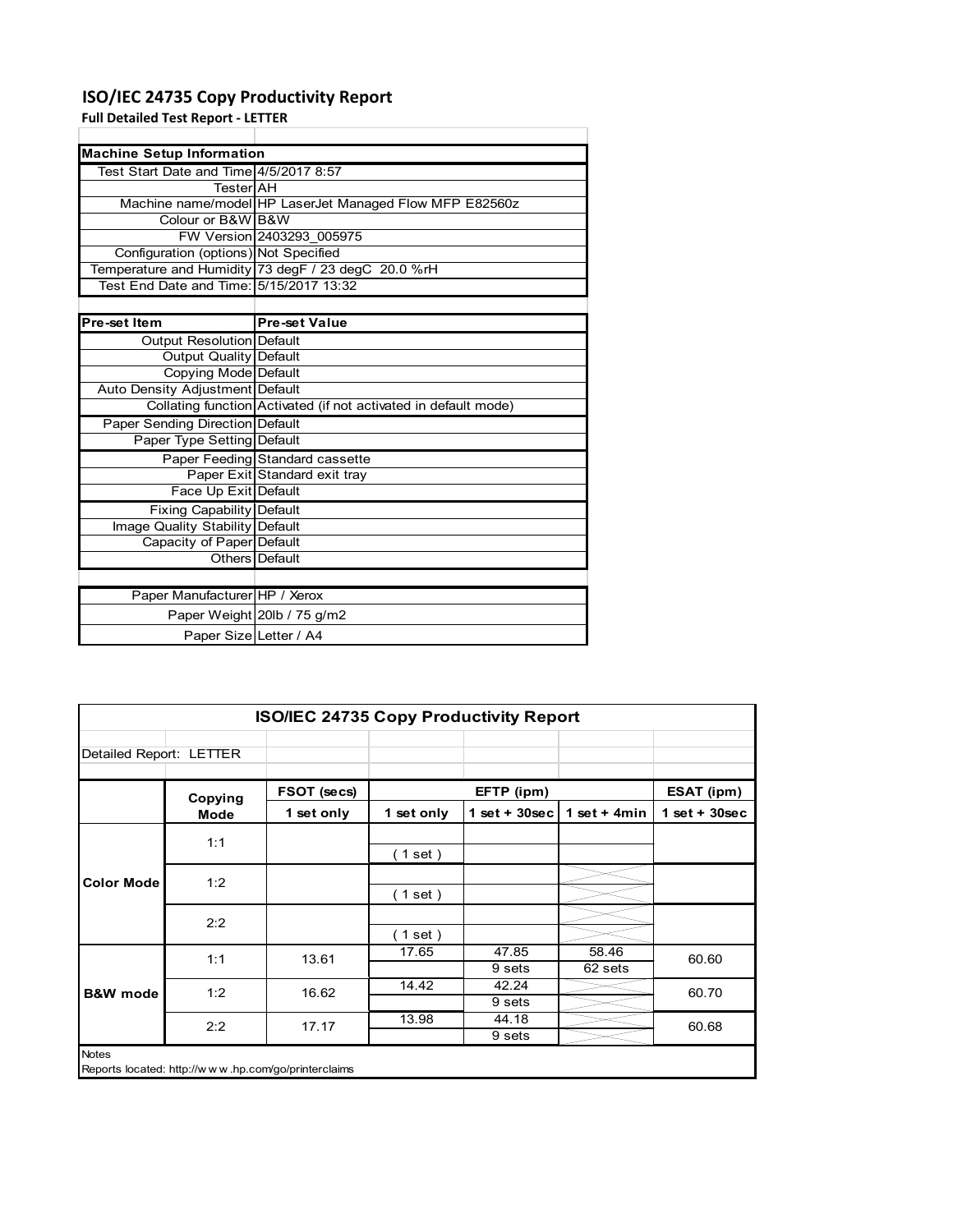## ISO/IEC 24735 Copy Productivity Report

**Full Detailed Test Report - LETTER**

| Machine Setup Information | |
|---|---|
| Test Start Date and Time | 4/5/2017 8:57 |
| Tester | AH |
| Machine name/model | HP LaserJet Managed Flow MFP E82560z |
| Colour or B&W | B&W |
| FW Version | 2403293_005975 |
| Configuration (options) | Not Specified |
| Temperature and Humidity | 73 degF / 23 degC 20.0 %rH |
| Test End Date and Time: | 5/15/2017 13:32 |

| Pre-set Item | Pre-set Value |
|---|---|
| Output Resolution | Default |
| Output Quality | Default |
| Copying Mode | Default |
| Auto Density Adjustment | Default |
| Collating function | Activated (if not activated in default mode) |
| Paper Sending Direction | Default |
| Paper Type Setting | Default |
| Paper Feeding | Standard cassette |
| Paper Exit | Standard exit tray |
| Face Up Exit | Default |
| Fixing Capability | Default |
| Image Quality Stability | Default |
| Capacity of Paper | Default |
| Others | Default |

| | |
|---|---|
| Paper Manufacturer | HP / Xerox |
| Paper Weight | 20lb / 75 g/m2 |
| Paper Size | Letter / A4 |

**ISO/IEC 24735 Copy Productivity Report**

Detailed Report: LETTER

| | Copying Mode | FSOT (secs) | EFTP (ipm) | | | ESAT (ipm) |
|---|---|---|---|---|---|---|
| | | 1 set only | 1 set only | 1 set + 30sec | 1 set + 4min | 1 set + 30sec |
| Color Mode | 1:1 | | ( 1 set ) | | | |
| | 1:2 | | ( 1 set ) | | | |
| | 2:2 | | ( 1 set ) | | | |
| B&W mode | 1:1 | 13.61 | 17.65 | 47.85<br>9 sets | 58.46<br>62 sets | 60.60 |
| | 1:2 | 16.62 | 14.42 | 42.24<br>9 sets | | 60.70 |
| | 2:2 | 17.17 | 13.98 | 44.18<br>9 sets | | 60.68 |

Notes

Reports located: http://www.hp.com/go/printerclaims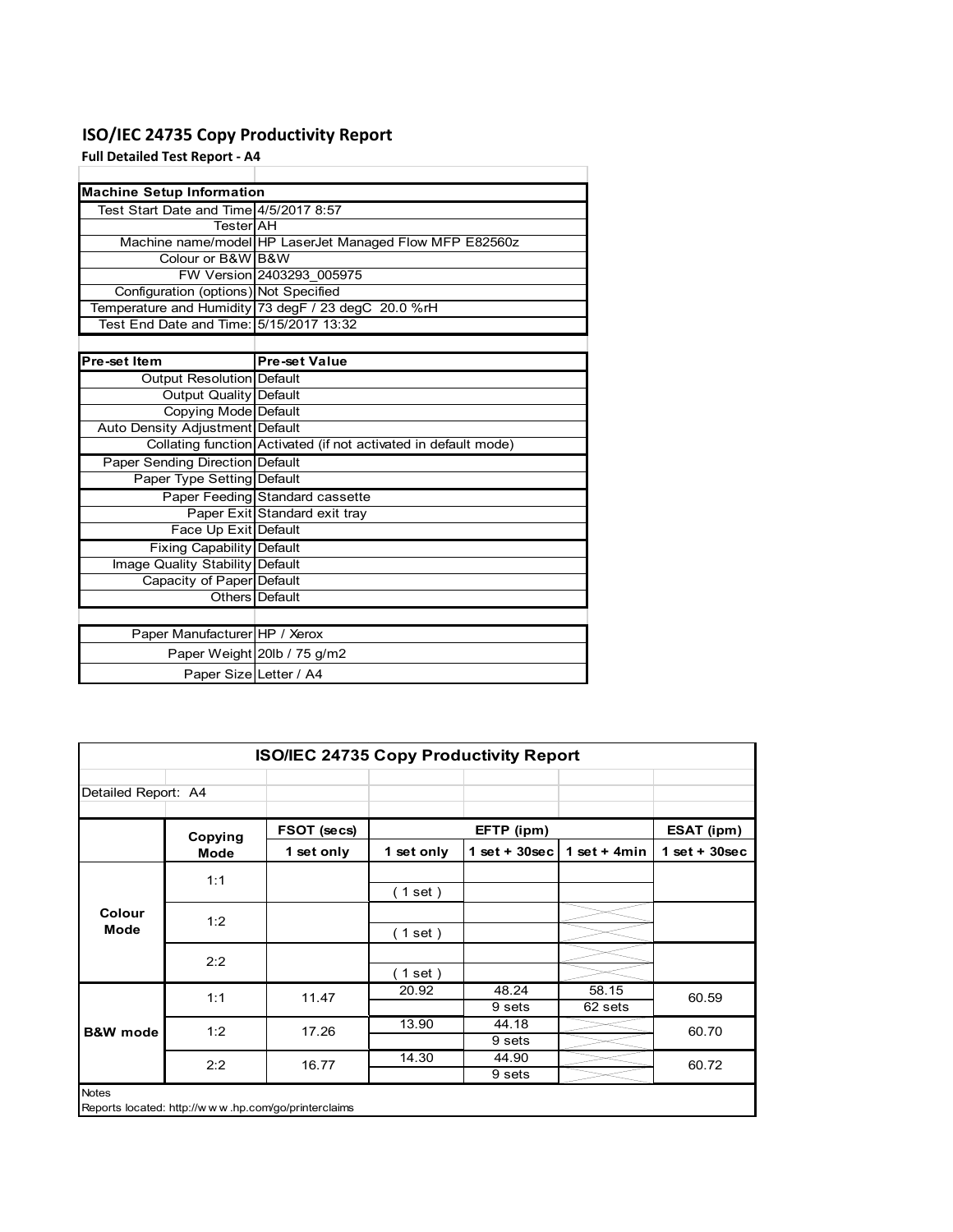# ISO/IEC 24735 Copy Productivity Report

**Full Detailed Test Report - A4**

| Machine Setup Information | |
|---|---|
| Test Start Date and Time | 4/5/2017 8:57 |
| Tester | AH |
| Machine name/model | HP LaserJet Managed Flow MFP E82560z |
| Colour or B&W | B&W |
| FW Version | 2403293_005975 |
| Configuration (options) | Not Specified |
| Temperature and Humidity | 73 degF / 23 degC 20.0 %rH |
| Test End Date and Time: | 5/15/2017 13:32 |

| Pre-set Item | Pre-set Value |
|---|---|
| Output Resolution | Default |
| Output Quality | Default |
| Copying Mode | Default |
| Auto Density Adjustment | Default |
| Collating function | Activated (if not activated in default mode) |
| Paper Sending Direction | Default |
| Paper Type Setting | Default |
| Paper Feeding | Standard cassette |
| Paper Exit | Standard exit tray |
| Face Up Exit | Default |
| Fixing Capability | Default |
| Image Quality Stability | Default |
| Capacity of Paper | Default |
| Others | Default |

| | |
|---|---|
| Paper Manufacturer | HP / Xerox |
| Paper Weight | 20lb / 75 g/m2 |
| Paper Size | Letter / A4 |

**ISO/IEC 24735 Copy Productivity Report**

Detailed Report: A4

| | Copying Mode | FSOT (secs) | EFTP (ipm) | | | ESAT (ipm) |
|---|---|---|---|---|---|---|
| | | 1 set only | 1 set only | 1 set + 30sec | 1 set + 4min | 1 set + 30sec |
| Colour Mode | 1:1 | | ( 1 set ) | | | |
| | 1:2 | | ( 1 set ) | | | |
| | 2:2 | | ( 1 set ) | | | |
| B&W mode | 1:1 | 11.47 | 20.92 | 48.24<br>9 sets | 58.15<br>62 sets | 60.59 |
| | 1:2 | 17.26 | 13.90 | 44.18<br>9 sets | | 60.70 |
| | 2:2 | 16.77 | 14.30 | 44.90<br>9 sets | | 60.72 |

Notes

Reports located: http://w w w .hp.com/go/printerclaims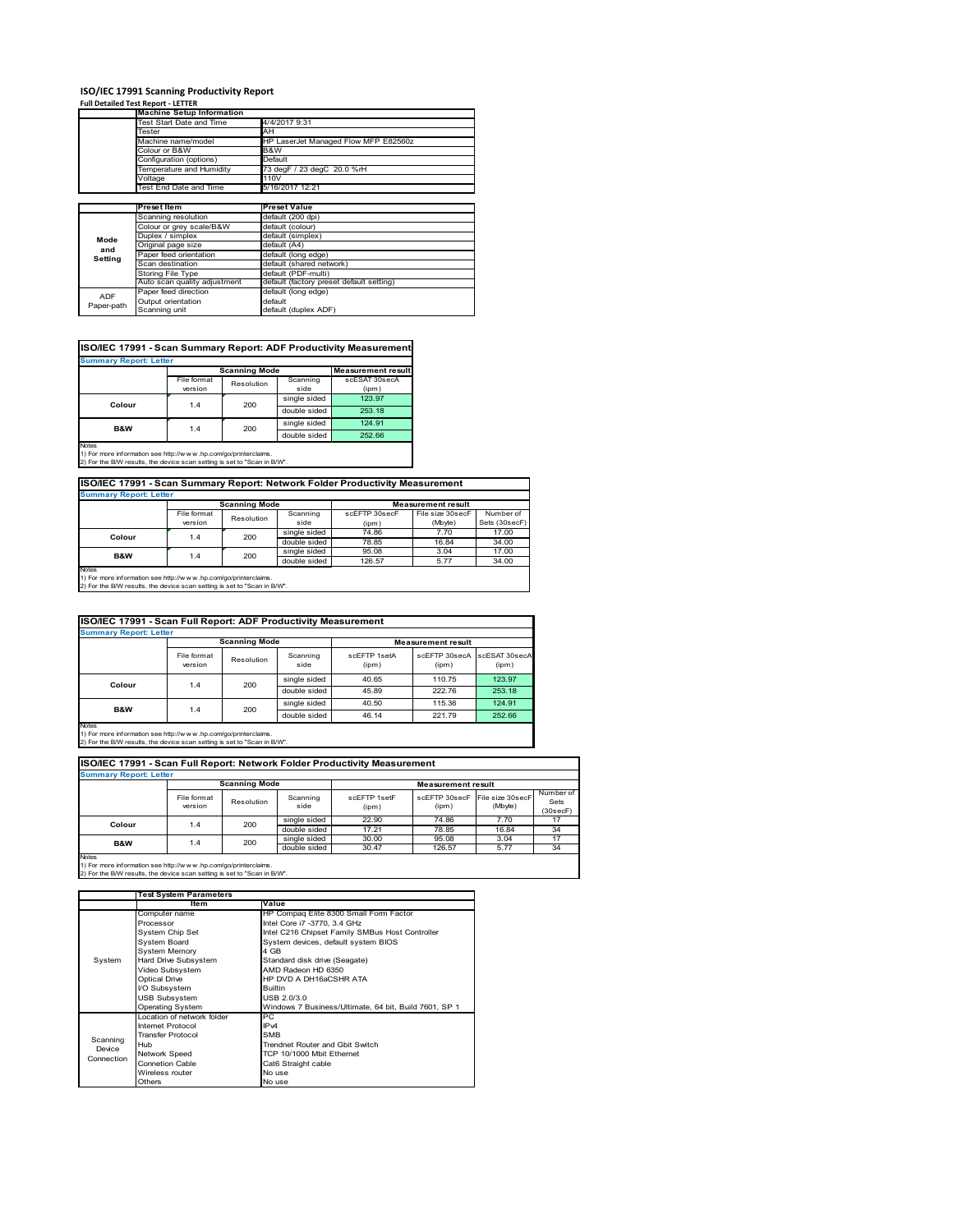# ISO/IEC 17991 Scanning Productivity Report

**Full Detailed Test Report - LETTER**

| | Machine Setup Information | |
|---|---|---|
| | Test Start Date and Time | 4/4/2017 9:31 |
| | Tester | AH |
| | Machine name/model | HP LaserJet Managed Flow MFP E82560z |
| | Colour or B&W | B&W |
| | Configuration (options) | Default |
| | Temperature and Humidity | 73 degF / 23 degC 20.0 %rH |
| | Voltage | 110V |
| | Test End Date and Time | 5/16/2017 12:21 |

| | Preset Item | Preset Value |
|---|---|---|
| Mode and Setting | Scanning resolution | default (200 dpi) |
| | Colour or grey scale/B&W | default (colour) |
| | Duplex / simplex | default (simplex) |
| | Original page size | default (A4) |
| | Paper feed orientation | default (long edge) |
| | Scan destination | default (shared network) |
| | Storing File Type | default (PDF-multi) |
| | Auto scan quality adjustment | default (factory preset default setting) |
| ADF Paper-path | Paper feed direction | default (long edge) |
| | Output orientation | default |
| | Scanning unit | default (duplex ADF) |

## ISO/IEC 17991 - Scan Summary Report: ADF Productivity Measurement

**Summary Report: Letter**

| | Scanning Mode | | | Measurement result |
|---|---|---|---|---|
| | File format version | Resolution | Scanning side | scESAT 30secA (ipm) |
| Colour | 1.4 | 200 | single sided | 123.97 |
| | | | double sided | 253.18 |
| B&W | 1.4 | 200 | single sided | 124.91 |
| | | | double sided | 252.66 |

Notes
1) For more information see http://w w w .hp.com/go/printerclaims.
2) For the B/W results, the device scan setting is set to "Scan in B/W".

## ISO/IEC 17991 - Scan Summary Report: Network Folder Productivity Measurement

**Summary Report: Letter**

| | Scanning Mode | | | Measurement result | | |
|---|---|---|---|---|---|---|
| | File format version | Resolution | Scanning side | scEFTP 30secF (ipm) | File size 30secF (Mbyte) | Number of Sets (30secF) |
| Colour | 1.4 | 200 | single sided | 74.86 | 7.70 | 17.00 |
| | | | double sided | 78.85 | 16.84 | 34.00 |
| B&W | 1.4 | 200 | single sided | 95.08 | 3.04 | 17.00 |
| | | | double sided | 126.57 | 5.77 | 34.00 |

Notes
1) For more information see http://w w w .hp.com/go/printerclaims.
2) For the B/W results, the device scan setting is set to "Scan in B/W".

## ISO/IEC 17991 - Scan Full Report: ADF Productivity Measurement

**Summary Report: Letter**

| | Scanning Mode | | | Measurement result | | |
|---|---|---|---|---|---|---|
| | File format version | Resolution | Scanning side | scEFTP 1setA (ipm) | scEFTP 30secA (ipm) | scESAT 30secA (ipm) |
| Colour | 1.4 | 200 | single sided | 40.65 | 110.75 | 123.97 |
| | | | double sided | 45.89 | 222.76 | 253.18 |
| B&W | 1.4 | 200 | single sided | 40.50 | 115.36 | 124.91 |
| | | | double sided | 46.14 | 221.79 | 252.66 |

Notes
1) For more information see http://w w w .hp.com/go/printerclaims.
2) For the B/W results, the device scan setting is set to "Scan in B/W".

## ISO/IEC 17991 - Scan Full Report: Network Folder Productivity Measurement

**Summary Report: Letter**

| | Scanning Mode | | | Measurement result | | | |
|---|---|---|---|---|---|---|---|
| | File format version | Resolution | Scanning side | scEFTP 1setF (ipm) | scEFTP 30secF (ipm) | File size 30secF (Mbyte) | Number of Sets (30secF) |
| Colour | 1.4 | 200 | single sided | 22.90 | 74.86 | 7.70 | 17 |
| | | | double sided | 17.21 | 78.85 | 16.84 | 34 |
| B&W | 1.4 | 200 | single sided | 30.00 | 95.08 | 3.04 | 17 |
| | | | double sided | 30.47 | 126.57 | 5.77 | 34 |

Notes
1) For more information see http://w w w .hp.com/go/printerclaims.
2) For the B/W results, the device scan setting is set to "Scan in B/W".

| | Test System Parameters | |
|---|---|---|
| | Item | Value |
| System | Computer name | HP Compaq Elite 8300 Small Form Factor |
| | Processor | Intel Core i7 -3770, 3.4 GHz |
| | System Chip Set | Intel C216 Chipset Family SMBus Host Controller |
| | System Board | System devices, default system BIOS |
| | System Memory | 4 GB |
| | Hard Drive Subsystem | Standard disk drive (Seagate) |
| | Video Subsystem | AMD Radeon HD 6350 |
| | Optical Drive | HP DVD A DH16aCSHR ATA |
| | I/O Subsystem | Builtin |
| | USB Subsystem | USB 2.0/3.0 |
| | Operating System | Windows 7 Business/Ultimate, 64 bit, Build 7601, SP 1 |
| Scanning Device Connection | Location of network folder | PC |
| | Internet Protocol | IPv4 |
| | Transfer Protocol | SMB |
| | Hub | Trendnet Router and Gbit Switch |
| | Network Speed | TCP 10/1000 Mbit Ethernet |
| | Connetion Cable | Cat6 Straight cable |
| | Wireless router | No use |
| | Others | No use |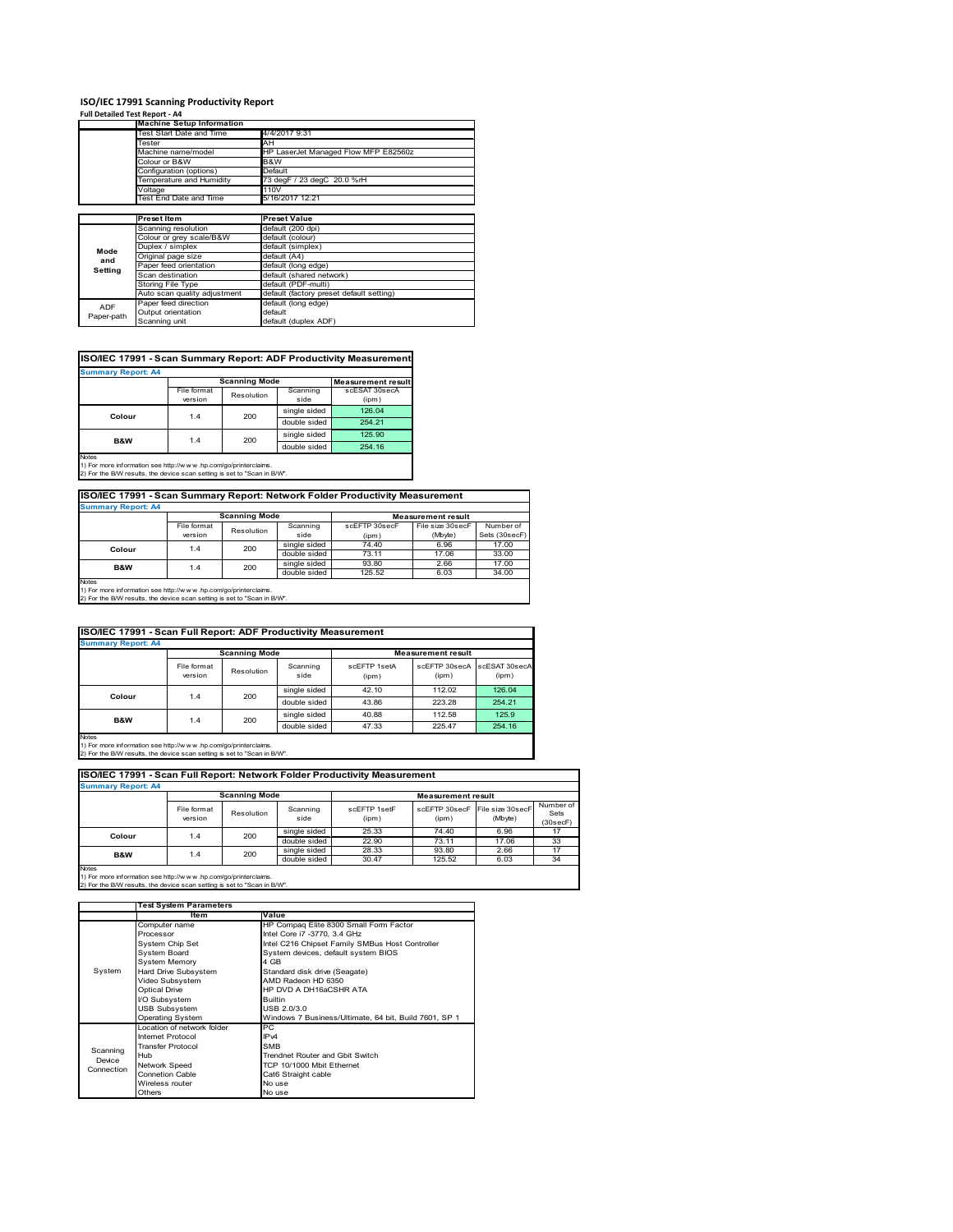# ISO/IEC 17991 Scanning Productivity Report

**Full Detailed Test Report - A4**

| | Machine Setup Information | |
|---|---|---|
| | Test Start Date and Time | 4/4/2017 9:31 |
| | Tester | AH |
| | Machine name/model | HP LaserJet Managed Flow MFP E82560z |
| | Colour or B&W | B&W |
| | Configuration (options) | Default |
| | Temperature and Humidity | 73 degF / 23 degC 20.0 %rH |
| | Voltage | 110V |
| | Test End Date and Time | 5/16/2017 12:21 |

| | Preset Item | Preset Value |
|---|---|---|
| Mode and Setting | Scanning resolution | default (200 dpi) |
| | Colour or grey scale/B&W | default (colour) |
| | Duplex / simplex | default (simplex) |
| | Original page size | default (A4) |
| | Paper feed orientation | default (long edge) |
| | Scan destination | default (shared network) |
| | Storing File Type | default (PDF-multi) |
| | Auto scan quality adjustment | default (factory preset default setting) |
| ADF Paper-path | Paper feed direction | default (long edge) |
| | Output orientation | default |
| | Scanning unit | default (duplex ADF) |

## ISO/IEC 17991 - Scan Summary Report: ADF Productivity Measurement

**Summary Report: A4**

| | Scanning Mode | | | Measurement result |
|---|---|---|---|---|
| | File format version | Resolution | Scanning side | scESAT 30secA (ipm) |
| Colour | 1.4 | 200 | single sided | 126.04 |
| | | | double sided | 254.21 |
| B&W | 1.4 | 200 | single sided | 125.90 |
| | | | double sided | 254.16 |

Notes
1) For more information see http://www.hp.com/go/printerclaims.
2) For the B/W results, the device scan setting is set to "Scan in B/W".

## ISO/IEC 17991 - Scan Summary Report: Network Folder Productivity Measurement

**Summary Report: A4**

| | Scanning Mode | | | Measurement result | | |
|---|---|---|---|---|---|---|
| | File format version | Resolution | Scanning side | scEFTP 30secF (ipm) | File size 30secF (Mbyte) | Number of Sets (30secF) |
| Colour | 1.4 | 200 | single sided | 74.40 | 6.96 | 17.00 |
| | | | double sided | 73.11 | 17.06 | 33.00 |
| B&W | 1.4 | 200 | single sided | 93.80 | 2.66 | 17.00 |
| | | | double sided | 125.52 | 6.03 | 34.00 |

Notes
1) For more information see http://www.hp.com/go/printerclaims.
2) For the B/W results, the device scan setting is set to "Scan in B/W".

## ISO/IEC 17991 - Scan Full Report: ADF Productivity Measurement

**Summary Report: A4**

| | Scanning Mode | | | Measurement result | | |
|---|---|---|---|---|---|---|
| | File format version | Resolution | Scanning side | scEFTP 1setA (ipm) | scEFTP 30secA (ipm) | scESAT 30secA (ipm) |
| Colour | 1.4 | 200 | single sided | 42.10 | 112.02 | 126.04 |
| | | | double sided | 43.86 | 223.28 | 254.21 |
| B&W | 1.4 | 200 | single sided | 40.88 | 112.58 | 125.9 |
| | | | double sided | 47.33 | 225.47 | 254.16 |

Notes
1) For more information see http://www.hp.com/go/printerclaims.
2) For the B/W results, the device scan setting is set to "Scan in B/W".

## ISO/IEC 17991 - Scan Full Report: Network Folder Productivity Measurement

**Summary Report: A4**

| | Scanning Mode | | | Measurement result | | | |
|---|---|---|---|---|---|---|---|
| | File format version | Resolution | Scanning side | scEFTP 1setF (ipm) | scEFTP 30secF (ipm) | File size 30secF (Mbyte) | Number of Sets (30secF) |
| Colour | 1.4 | 200 | single sided | 25.33 | 74.40 | 6.96 | 17 |
| | | | double sided | 22.90 | 73.11 | 17.06 | 33 |
| B&W | 1.4 | 200 | single sided | 28.33 | 93.80 | 2.66 | 17 |
| | | | double sided | 30.47 | 125.52 | 6.03 | 34 |

Notes
1) For more information see http://www.hp.com/go/printerclaims.
2) For the B/W results, the device scan setting is set to "Scan in B/W".

| | Test System Parameters | |
|---|---|---|
| | Item | Value |
| System | Computer name | HP Compaq Elite 8300 Small Form Factor |
| | Processor | Intel Core i7 -3770, 3.4 GHz |
| | System Chip Set | Intel C216 Chipset Family SMBus Host Controller |
| | System Board | System devices, default system BIOS |
| | System Memory | 4 GB |
| | Hard Drive Subsystem | Standard disk drive (Seagate) |
| | Video Subsystem | AMD Radeon HD 6350 |
| | Optical Drive | HP DVD A DH16aCSHR ATA |
| | I/O Subsystem | Builtin |
| | USB Subsystem | USB 2.0/3.0 |
| | Operating System | Windows 7 Business/Ultimate, 64 bit, Build 7601, SP 1 |
| Scanning Device Connection | Location of network folder | PC |
| | Internet Protocol | IPv4 |
| | Transfer Protocol | SMB |
| | Hub | Trendnet Router and Gbit Switch |
| | Network Speed | TCP 10/1000 Mbit Ethernet |
| | Connetion Cable | Cat6 Straight cable |
| | Wireless router | No use |
| | Others | No use |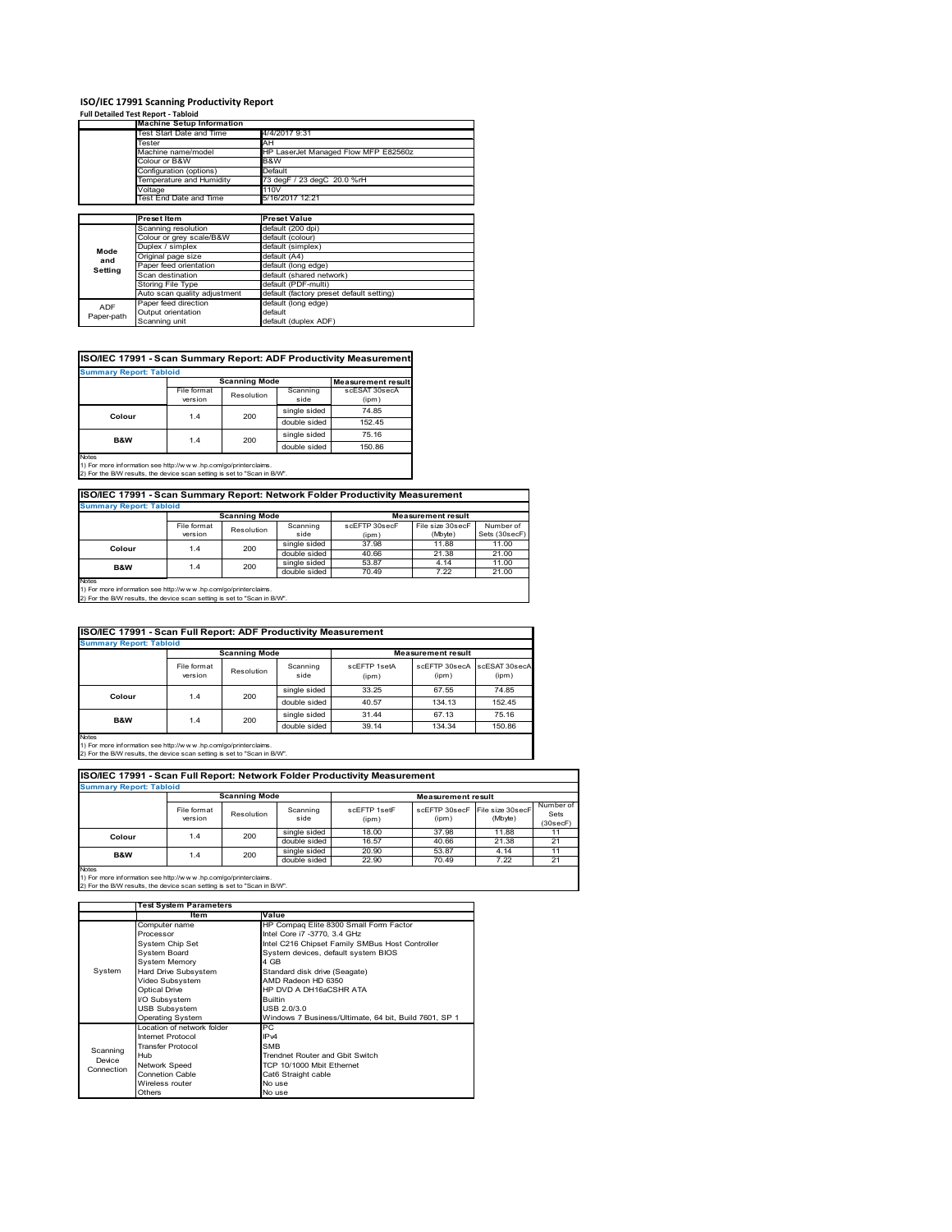# ISO/IEC 17991 Scanning Productivity Report

**Full Detailed Test Report - Tabloid**

| | Machine Setup Information | |
|---|---|---|
| | Test Start Date and Time | 4/4/2017 9:31 |
| | Tester | AH |
| | Machine name/model | HP LaserJet Managed Flow MFP E82560z |
| | Colour or B&W | B&W |
| | Configuration (options) | Default |
| | Temperature and Humidity | 73 degF / 23 degC 20.0 %rH |
| | Voltage | 110V |
| | Test End Date and Time | 5/16/2017 12:21 |

| | Preset Item | Preset Value |
|---|---|---|
| Mode and Setting | Scanning resolution | default (200 dpi) |
| | Colour or grey scale/B&W | default (colour) |
| | Duplex / simplex | default (simplex) |
| | Original page size | default (A4) |
| | Paper feed orientation | default (long edge) |
| | Scan destination | default (shared network) |
| | Storing File Type | default (PDF-multi) |
| | Auto scan quality adjustment | default (factory preset default setting) |
| ADF Paper-path | Paper feed direction | default (long edge) |
| | Output orientation | default |
| | Scanning unit | default (duplex ADF) |

## ISO/IEC 17991 - Scan Summary Report: ADF Productivity Measurement

**Summary Report: Tabloid**

| | Scanning Mode | | | Measurement result |
|---|---|---|---|---|
| | File format version | Resolution | Scanning side | scESAT 30secA (ipm) |
| Colour | 1.4 | 200 | single sided | 74.85 |
| | | | double sided | 152.45 |
| B&W | 1.4 | 200 | single sided | 75.16 |
| | | | double sided | 150.86 |

Notes
1) For more information see http://w w w .hp.com/go/printerclaims.
2) For the B/W results, the device scan setting is set to "Scan in B/W".

## ISO/IEC 17991 - Scan Summary Report: Network Folder Productivity Measurement

**Summary Report: Tabloid**

| | Scanning Mode | | | Measurement result | | |
|---|---|---|---|---|---|---|
| | File format version | Resolution | Scanning side | scEFTP 30secF (ipm) | File size 30secF (Mbyte) | Number of Sets (30secF) |
| Colour | 1.4 | 200 | single sided | 37.98 | 11.88 | 11.00 |
| | | | double sided | 40.66 | 21.38 | 21.00 |
| B&W | 1.4 | 200 | single sided | 53.87 | 4.14 | 11.00 |
| | | | double sided | 70.49 | 7.22 | 21.00 |

Notes
1) For more information see http://w w w .hp.com/go/printerclaims.
2) For the B/W results, the device scan setting is set to "Scan in B/W".

## ISO/IEC 17991 - Scan Full Report: ADF Productivity Measurement

**Summary Report: Tabloid**

| | Scanning Mode | | | Measurement result | | |
|---|---|---|---|---|---|---|
| | File format version | Resolution | Scanning side | scEFTP 1setA (ipm) | scEFTP 30secA (ipm) | scESAT 30secA (ipm) |
| Colour | 1.4 | 200 | single sided | 33.25 | 67.55 | 74.85 |
| | | | double sided | 40.57 | 134.13 | 152.45 |
| B&W | 1.4 | 200 | single sided | 31.44 | 67.13 | 75.16 |
| | | | double sided | 39.14 | 134.34 | 150.86 |

Notes
1) For more information see http://w w w .hp.com/go/printerclaims.
2) For the B/W results, the device scan setting is set to "Scan in B/W".

## ISO/IEC 17991 - Scan Full Report: Network Folder Productivity Measurement

**Summary Report: Tabloid**

| | Scanning Mode | | | Measurement result | | | |
|---|---|---|---|---|---|---|---|
| | File format version | Resolution | Scanning side | scEFTP 1setF (ipm) | scEFTP 30secF (ipm) | File size 30secF (Mbyte) | Number of Sets (30secF) |
| Colour | 1.4 | 200 | single sided | 18.00 | 37.98 | 11.88 | 11 |
| | | | double sided | 16.57 | 40.66 | 21.38 | 21 |
| B&W | 1.4 | 200 | single sided | 20.90 | 53.87 | 4.14 | 11 |
| | | | double sided | 22.90 | 70.49 | 7.22 | 21 |

Notes
1) For more information see http://w w w .hp.com/go/printerclaims.
2) For the B/W results, the device scan setting is set to "Scan in B/W".

| | Test System Parameters | |
|---|---|---|
| | Item | Value |
| System | Computer name | HP Compaq Elite 8300 Small Form Factor |
| | Processor | Intel Core i7 -3770, 3.4 GHz |
| | System Chip Set | Intel C216 Chipset Family SMBus Host Controller |
| | System Board | System devices, default system BIOS |
| | System Memory | 4 GB |
| | Hard Drive Subsystem | Standard disk drive (Seagate) |
| | Video Subsystem | AMD Radeon HD 6350 |
| | Optical Drive | HP DVD A DH16aCSHR ATA |
| | I/O Subsystem | Builtin |
| | USB Subsystem | USB 2.0/3.0 |
| | Operating System | Windows 7 Business/Ultimate, 64 bit, Build 7601, SP 1 |
| Scanning Device Connection | Location of network folder | PC |
| | Internet Protocol | IPv4 |
| | Transfer Protocol | SMB |
| | Hub | Trendnet Router and Gbit Switch |
| | Network Speed | TCP 10/1000 Mbit Ethernet |
| | Connetion Cable | Cat6 Straight cable |
| | Wireless router | No use |
| | Others | No use |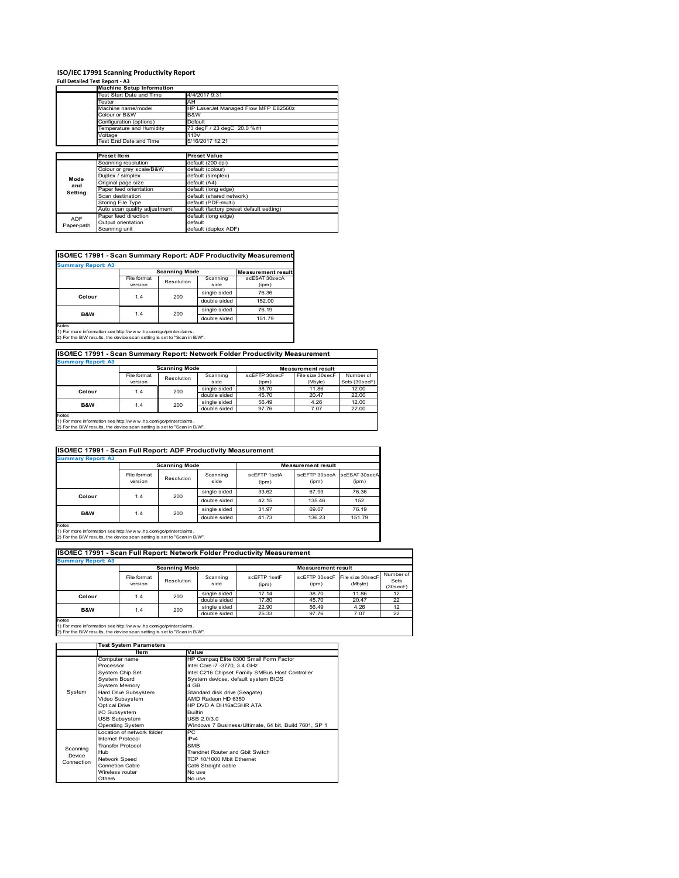# ISO/IEC 17991 Scanning Productivity Report

**Full Detailed Test Report - A3**

| | Machine Setup Information | |
|---|---|---|
| | Test Start Date and Time | 4/4/2017 9:31 |
| | Tester | AH |
| | Machine name/model | HP LaserJet Managed Flow MFP E82560z |
| | Colour or B&W | B&W |
| | Configuration (options) | Default |
| | Temperature and Humidity | 73 degF / 23 degC 20.0 %rH |
| | Voltage | 110V |
| | Test End Date and Time | 5/16/2017 12:21 |

| | Preset Item | Preset Value |
|---|---|---|
| Mode and Setting | Scanning resolution | default (200 dpi) |
| | Colour or grey scale/B&W | default (colour) |
| | Duplex / simplex | default (simplex) |
| | Original page size | default (A4) |
| | Paper feed orientation | default (long edge) |
| | Scan destination | default (shared network) |
| | Storing File Type | default (PDF-multi) |
| | Auto scan quality adjustment | default (factory preset default setting) |
| ADF Paper-path | Paper feed direction | default (long edge) |
| | Output orientation | default |
| | Scanning unit | default (duplex ADF) |

## ISO/IEC 17991 - Scan Summary Report: ADF Productivity Measurement

**Summary Report: A3**

| | Scanning Mode | | | Measurement result |
|---|---|---|---|---|
| | File format version | Resolution | Scanning side | scESAT 30secA (ipm) |
| Colour | 1.4 | 200 | single sided | 76.36 |
| | | | double sided | 152.00 |
| B&W | 1.4 | 200 | single sided | 76.19 |
| | | | double sided | 151.79 |

Notes
1) For more information see http://www.hp.com/go/printerclaims.
2) For the B/W results, the device scan setting is set to "Scan in B/W".

## ISO/IEC 17991 - Scan Summary Report: Network Folder Productivity Measurement

**Summary Report: A3**

| | Scanning Mode | | | Measurement result | | |
|---|---|---|---|---|---|---|
| | File format version | Resolution | Scanning side | scEFTP 30secF (ipm) | File size 30secF (Mbyte) | Number of Sets (30secF) |
| Colour | 1.4 | 200 | single sided | 38.70 | 11.86 | 12.00 |
| | | | double sided | 45.70 | 20.47 | 22.00 |
| B&W | 1.4 | 200 | single sided | 56.49 | 4.26 | 12.00 |
| | | | double sided | 97.76 | 7.07 | 22.00 |

Notes
1) For more information see http://www.hp.com/go/printerclaims.
2) For the B/W results, the device scan setting is set to "Scan in B/W".

## ISO/IEC 17991 - Scan Full Report: ADF Productivity Measurement

**Summary Report: A3**

| | Scanning Mode | | | Measurement result | | |
|---|---|---|---|---|---|---|
| | File format version | Resolution | Scanning side | scEFTP 1setA (ipm) | scEFTP 30secA (ipm) | scESAT 30secA (ipm) |
| Colour | 1.4 | 200 | single sided | 33.62 | 67.93 | 76.36 |
| | | | double sided | 42.15 | 135.46 | 152 |
| B&W | 1.4 | 200 | single sided | 31.97 | 69.07 | 76.19 |
| | | | double sided | 41.73 | 136.23 | 151.79 |

Notes
1) For more information see http://www.hp.com/go/printerclaims.
2) For the B/W results, the device scan setting is set to "Scan in B/W".

## ISO/IEC 17991 - Scan Full Report: Network Folder Productivity Measurement

**Summary Report: A3**

| | Scanning Mode | | | Measurement result | | | |
|---|---|---|---|---|---|---|---|
| | File format version | Resolution | Scanning side | scEFTP 1setF (ipm) | scEFTP 30secF (ipm) | File size 30secF (Mbyte) | Number of Sets (30secF) |
| Colour | 1.4 | 200 | single sided | 17.14 | 38.70 | 11.86 | 12 |
| | | | double sided | 17.80 | 45.70 | 20.47 | 22 |
| B&W | 1.4 | 200 | single sided | 22.90 | 56.49 | 4.26 | 12 |
| | | | double sided | 25.33 | 97.76 | 7.07 | 22 |

Notes
1) For more information see http://www.hp.com/go/printerclaims.
2) For the B/W results, the device scan setting is set to "Scan in B/W".

| | Test System Parameters | |
|---|---|---|
| | Item | Value |
| System | Computer name | HP Compaq Elite 8300 Small Form Factor |
| | Processor | Intel Core i7 -3770, 3.4 GHz |
| | System Chip Set | Intel C216 Chipset Family SMBus Host Controller |
| | System Board | System devices, default system BIOS |
| | System Memory | 4 GB |
| | Hard Drive Subsystem | Standard disk drive (Seagate) |
| | Video Subsystem | AMD Radeon HD 6350 |
| | Optical Drive | HP DVD A DH16aCSHR ATA |
| | I/O Subsystem | Builtin |
| | USB Subsystem | USB 2.0/3.0 |
| | Operating System | Windows 7 Business/Ultimate, 64 bit, Build 7601, SP 1 |
| Scanning Device Connection | Location of network folder | PC |
| | Internet Protocol | IPv4 |
| | Transfer Protocol | SMB |
| | Hub | Trendnet Router and Gbit Switch |
| | Network Speed | TCP 10/1000 Mbit Ethernet |
| | Connetion Cable | Cat6 Straight cable |
| | Wireless router | No use |
| | Others | No use |